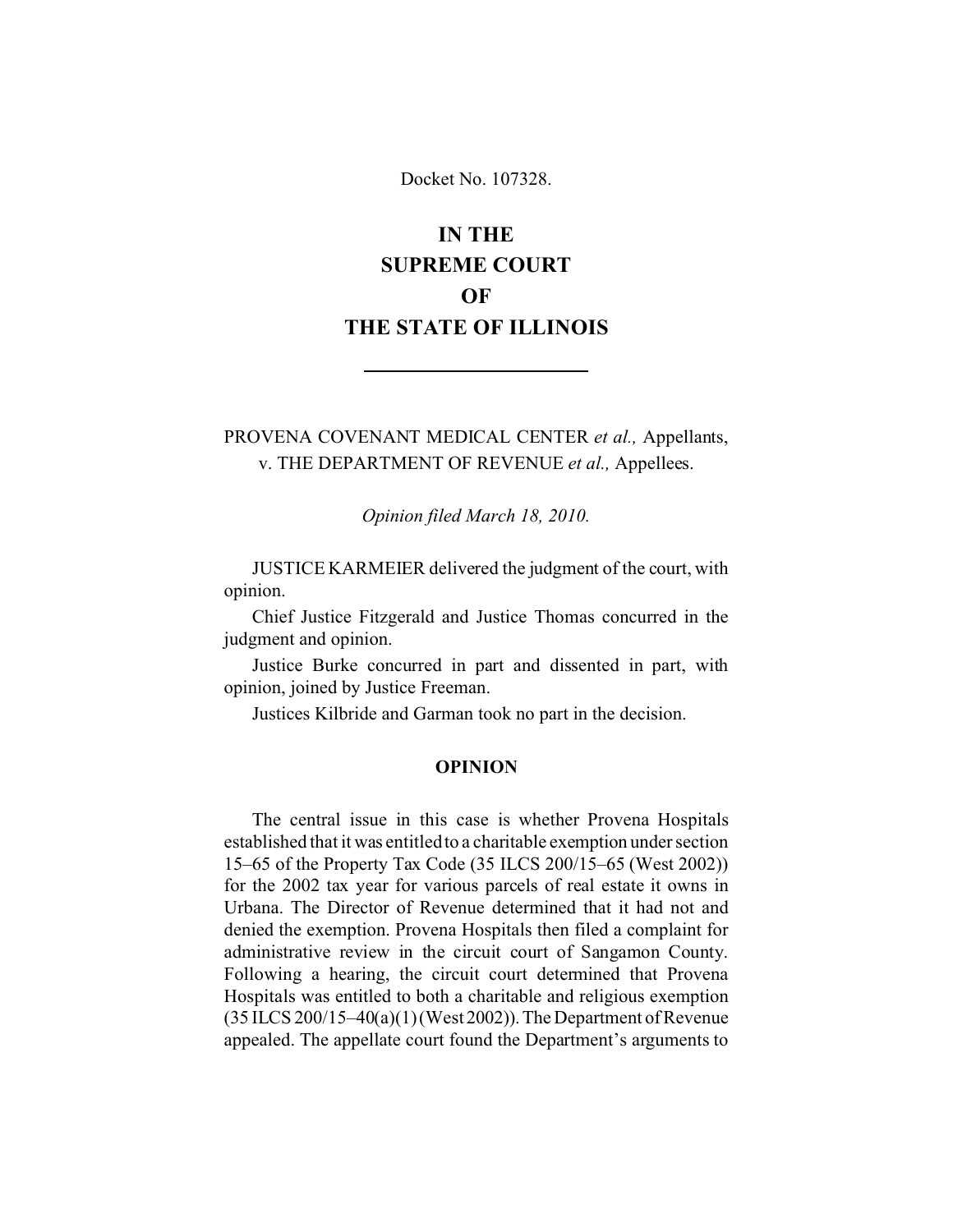Docket No. 107328.

# IN THE SUPREME COURT OF THE STATE OF ILLINOIS

---

PROVENA COVENANT MEDICAL CENTER *et al.,* Appellants, v. THE DEPARTMENT OF REVENUE *et al.,* Appellees.

*Opinion filed March 18, 2010.*

JUSTICE KARMEIER delivered the judgment of the court, with opinion.

Chief Justice Fitzgerald and Justice Thomas concurred in the judgment and opinion.

Justice Burke concurred in part and dissented in part, with opinion, joined by Justice Freeman.

Justices Kilbride and Garman took no part in the decision.

## OPINION

The central issue in this case is whether Provena Hospitals established that it was entitled to a charitable exemption under section 15–65 of the Property Tax Code (35 ILCS 200/15–65 (West 2002)) for the 2002 tax year for various parcels of real estate it owns in Urbana. The Director of Revenue determined that it had not and denied the exemption. Provena Hospitals then filed a complaint for administrative review in the circuit court of Sangamon County. Following a hearing, the circuit court determined that Provena Hospitals was entitled to both a charitable and religious exemption (35 ILCS 200/15–40(a)(1) (West 2002)). The Department of Revenue appealed. The appellate court found the Department's arguments to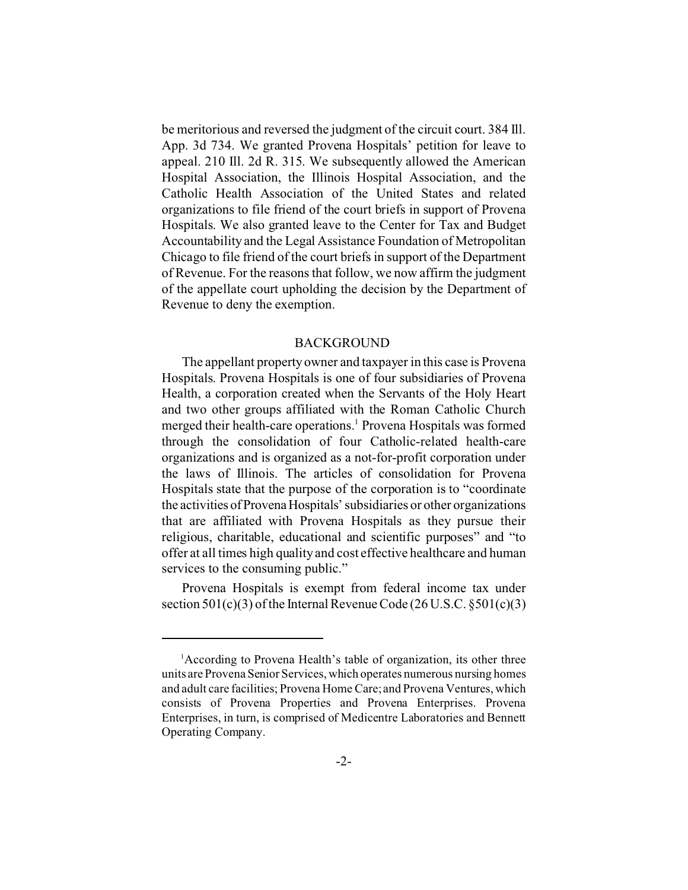be meritorious and reversed the judgment of the circuit court. 384 Ill. App. 3d 734. We granted Provena Hospitals' petition for leave to appeal. 210 Ill. 2d R. 315. We subsequently allowed the American Hospital Association, the Illinois Hospital Association, and the Catholic Health Association of the United States and related organizations to file friend of the court briefs in support of Provena Hospitals. We also granted leave to the Center for Tax and Budget Accountability and the Legal Assistance Foundation of Metropolitan Chicago to file friend of the court briefs in support of the Department of Revenue. For the reasons that follow, we now affirm the judgment of the appellate court upholding the decision by the Department of Revenue to deny the exemption.

## BACKGROUND

The appellant property owner and taxpayer in this case is Provena Hospitals. Provena Hospitals is one of four subsidiaries of Provena Health, a corporation created when the Servants of the Holy Heart and two other groups affiliated with the Roman Catholic Church merged their health-care operations.[1] Provena Hospitals was formed through the consolidation of four Catholic-related health-care organizations and is organized as a not-for-profit corporation under the laws of Illinois. The articles of consolidation for Provena Hospitals state that the purpose of the corporation is to "coordinate the activities of Provena Hospitals' subsidiaries or other organizations that are affiliated with Provena Hospitals as they pursue their religious, charitable, educational and scientific purposes" and "to offer at all times high quality and cost effective healthcare and human services to the consuming public."

Provena Hospitals is exempt from federal income tax under section 501(c)(3) of the Internal Revenue Code (26 U.S.C. §501(c)(3)

---

[1] According to Provena Health's table of organization, its other three units are Provena Senior Services, which operates numerous nursing homes and adult care facilities; Provena Home Care; and Provena Ventures, which consists of Provena Properties and Provena Enterprises. Provena Enterprises, in turn, is comprised of Medicentre Laboratories and Bennett Operating Company.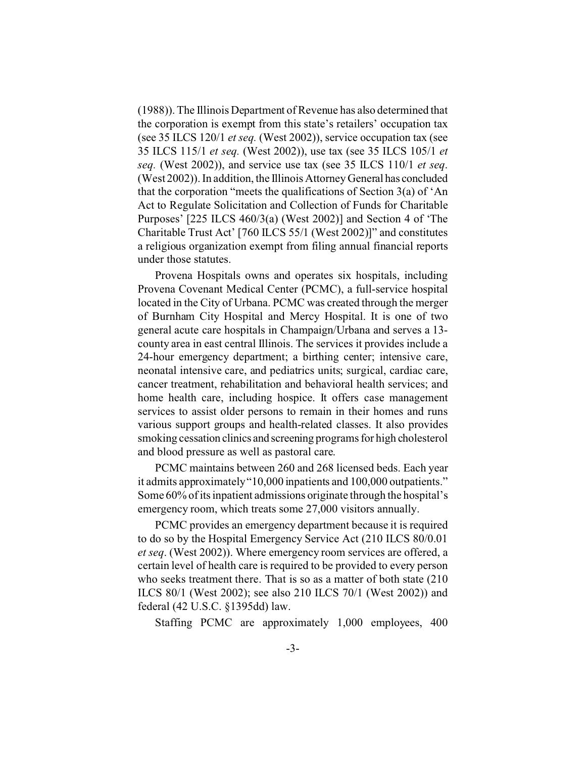(1988)). The Illinois Department of Revenue has also determined that the corporation is exempt from this state's retailers' occupation tax (see 35 ILCS 120/1 *et seq.* (West 2002)), service occupation tax (see 35 ILCS 115/1 *et seq.* (West 2002)), use tax (see 35 ILCS 105/1 *et seq.* (West 2002)), and service use tax (see 35 ILCS 110/1 *et seq*. (West 2002)). In addition, the Illinois Attorney General has concluded that the corporation "meets the qualifications of Section 3(a) of 'An Act to Regulate Solicitation and Collection of Funds for Charitable Purposes' [225 ILCS 460/3(a) (West 2002)] and Section 4 of 'The Charitable Trust Act' [760 ILCS 55/1 (West 2002)]" and constitutes a religious organization exempt from filing annual financial reports under those statutes.

Provena Hospitals owns and operates six hospitals, including Provena Covenant Medical Center (PCMC), a full-service hospital located in the City of Urbana. PCMC was created through the merger of Burnham City Hospital and Mercy Hospital. It is one of two general acute care hospitals in Champaign/Urbana and serves a 13-county area in east central Illinois. The services it provides include a 24-hour emergency department; a birthing center; intensive care, neonatal intensive care, and pediatrics units; surgical, cardiac care, cancer treatment, rehabilitation and behavioral health services; and home health care, including hospice. It offers case management services to assist older persons to remain in their homes and runs various support groups and health-related classes. It also provides smoking cessation clinics and screening programs for high cholesterol and blood pressure as well as pastoral care.

PCMC maintains between 260 and 268 licensed beds. Each year it admits approximately "10,000 inpatients and 100,000 outpatients." Some 60% of its inpatient admissions originate through the hospital's emergency room, which treats some 27,000 visitors annually.

PCMC provides an emergency department because it is required to do so by the Hospital Emergency Service Act (210 ILCS 80/0.01 *et seq*. (West 2002)). Where emergency room services are offered, a certain level of health care is required to be provided to every person who seeks treatment there. That is so as a matter of both state (210 ILCS 80/1 (West 2002); see also 210 ILCS 70/1 (West 2002)) and federal (42 U.S.C. §1395dd) law.

Staffing PCMC are approximately 1,000 employees, 400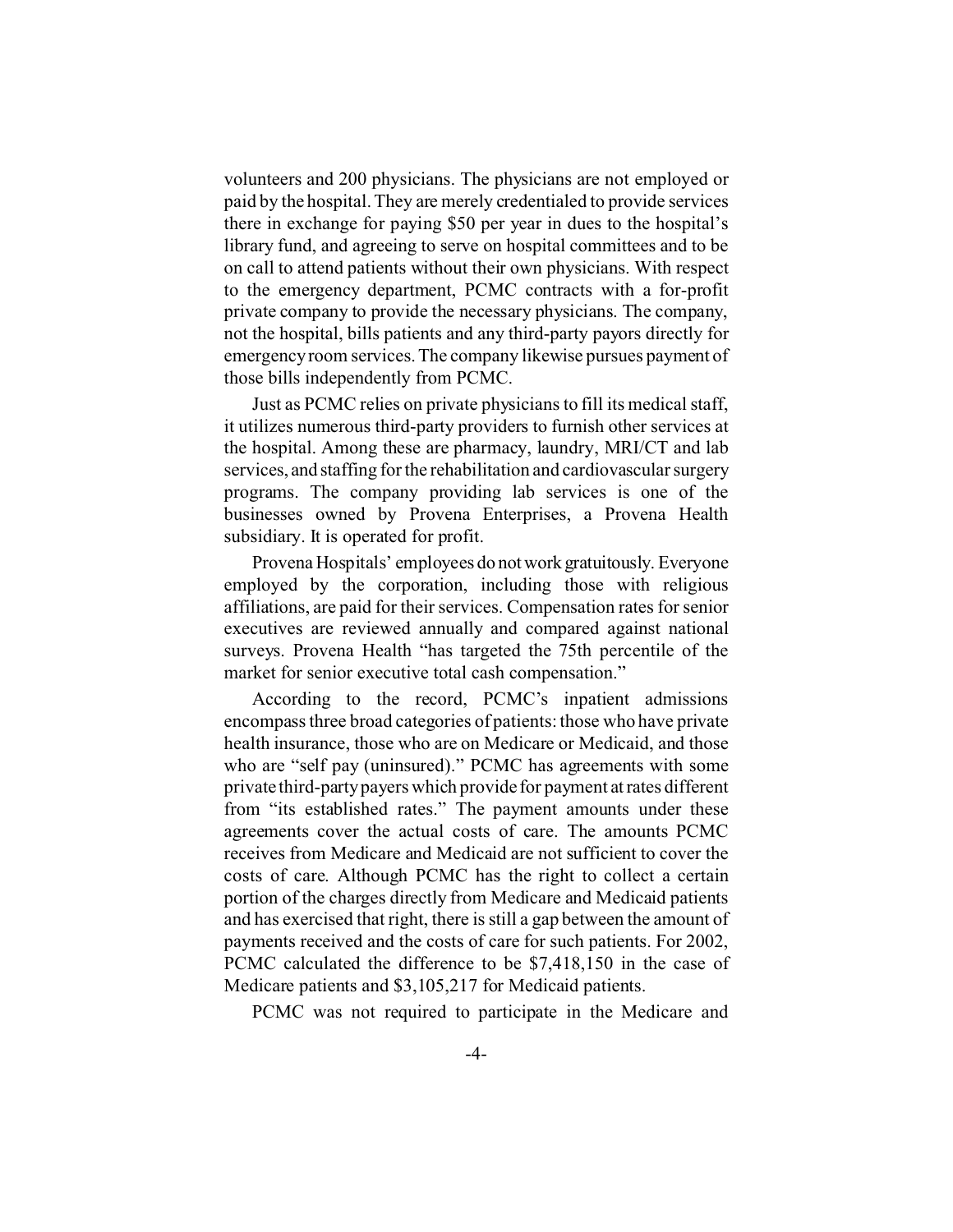volunteers and 200 physicians. The physicians are not employed or paid by the hospital. They are merely credentialed to provide services there in exchange for paying $50 per year in dues to the hospital's library fund, and agreeing to serve on hospital committees and to be on call to attend patients without their own physicians. With respect to the emergency department, PCMC contracts with a for-profit private company to provide the necessary physicians. The company, not the hospital, bills patients and any third-party payors directly for emergency room services. The company likewise pursues payment of those bills independently from PCMC.

Just as PCMC relies on private physicians to fill its medical staff, it utilizes numerous third-party providers to furnish other services at the hospital. Among these are pharmacy, laundry, MRI/CT and lab services, and staffing for the rehabilitation and cardiovascular surgery programs. The company providing lab services is one of the businesses owned by Provena Enterprises, a Provena Health subsidiary. It is operated for profit.

Provena Hospitals' employees do not work gratuitously. Everyone employed by the corporation, including those with religious affiliations, are paid for their services. Compensation rates for senior executives are reviewed annually and compared against national surveys. Provena Health "has targeted the 75th percentile of the market for senior executive total cash compensation."

According to the record, PCMC's inpatient admissions encompass three broad categories of patients: those who have private health insurance, those who are on Medicare or Medicaid, and those who are "self pay (uninsured)." PCMC has agreements with some private third-party payers which provide for payment at rates different from "its established rates." The payment amounts under these agreements cover the actual costs of care. The amounts PCMC receives from Medicare and Medicaid are not sufficient to cover the costs of care. Although PCMC has the right to collect a certain portion of the charges directly from Medicare and Medicaid patients and has exercised that right, there is still a gap between the amount of payments received and the costs of care for such patients. For 2002, PCMC calculated the difference to be $7,418,150 in the case of Medicare patients and $3,105,217 for Medicaid patients.

PCMC was not required to participate in the Medicare and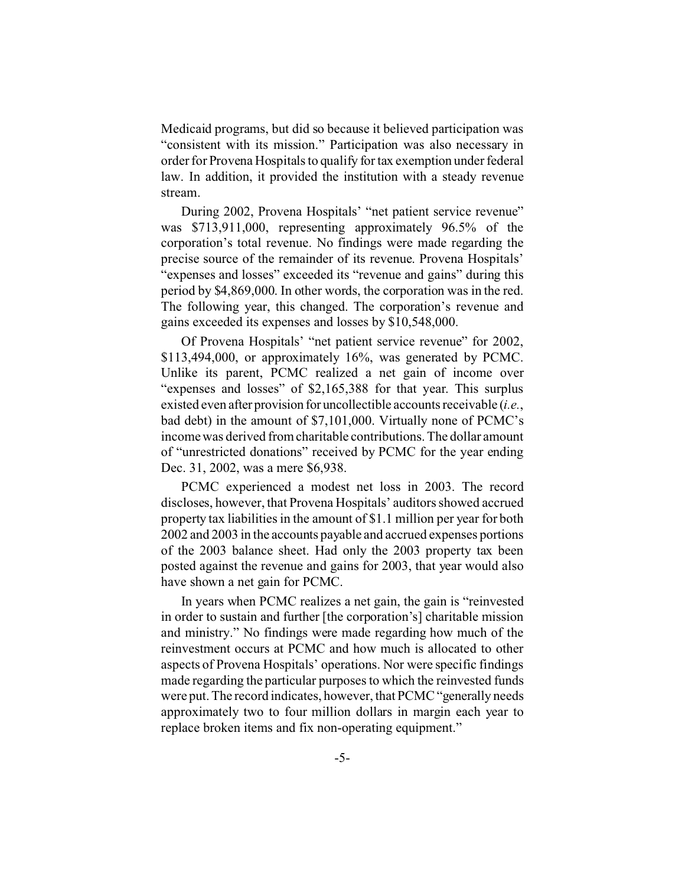Medicaid programs, but did so because it believed participation was "consistent with its mission." Participation was also necessary in order for Provena Hospitals to qualify for tax exemption under federal law. In addition, it provided the institution with a steady revenue stream.

During 2002, Provena Hospitals' "net patient service revenue" was $713,911,000, representing approximately 96.5% of the corporation's total revenue. No findings were made regarding the precise source of the remainder of its revenue. Provena Hospitals' "expenses and losses" exceeded its "revenue and gains" during this period by $4,869,000. In other words, the corporation was in the red. The following year, this changed. The corporation's revenue and gains exceeded its expenses and losses by $10,548,000.

Of Provena Hospitals' "net patient service revenue" for 2002, $113,494,000, or approximately 16%, was generated by PCMC. Unlike its parent, PCMC realized a net gain of income over "expenses and losses" of $2,165,388 for that year. This surplus existed even after provision for uncollectible accounts receivable (*i.e.*, bad debt) in the amount of $7,101,000. Virtually none of PCMC's income was derived from charitable contributions. The dollar amount of "unrestricted donations" received by PCMC for the year ending Dec. 31, 2002, was a mere $6,938.

PCMC experienced a modest net loss in 2003. The record discloses, however, that Provena Hospitals' auditors showed accrued property tax liabilities in the amount of $1.1 million per year for both 2002 and 2003 in the accounts payable and accrued expenses portions of the 2003 balance sheet. Had only the 2003 property tax been posted against the revenue and gains for 2003, that year would also have shown a net gain for PCMC.

In years when PCMC realizes a net gain, the gain is "reinvested in order to sustain and further [the corporation's] charitable mission and ministry." No findings were made regarding how much of the reinvestment occurs at PCMC and how much is allocated to other aspects of Provena Hospitals' operations. Nor were specific findings made regarding the particular purposes to which the reinvested funds were put. The record indicates, however, that PCMC "generally needs approximately two to four million dollars in margin each year to replace broken items and fix non-operating equipment."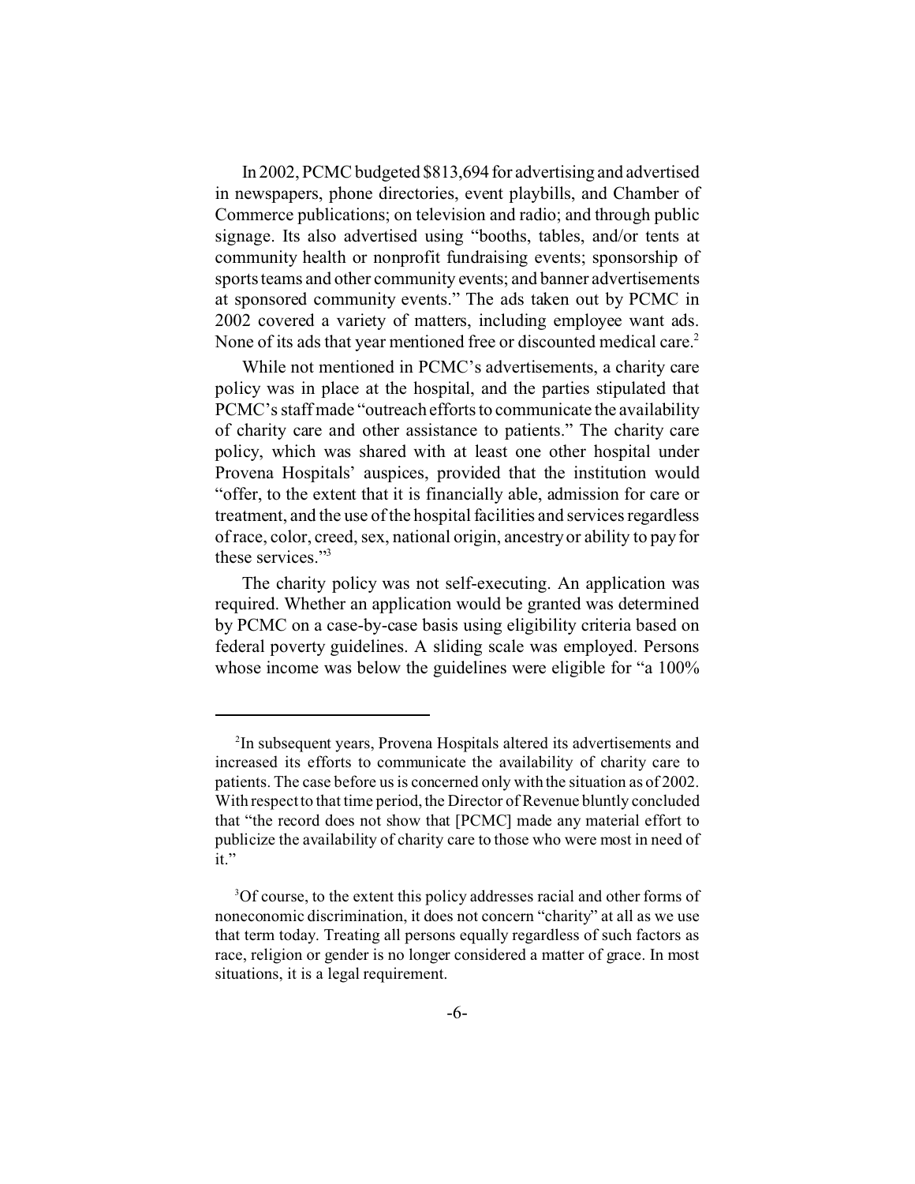In 2002, PCMC budgeted $813,694 for advertising and advertised in newspapers, phone directories, event playbills, and Chamber of Commerce publications; on television and radio; and through public signage. Its also advertised using "booths, tables, and/or tents at community health or nonprofit fundraising events; sponsorship of sports teams and other community events; and banner advertisements at sponsored community events." The ads taken out by PCMC in 2002 covered a variety of matters, including employee want ads. None of its ads that year mentioned free or discounted medical care.[2]

While not mentioned in PCMC's advertisements, a charity care policy was in place at the hospital, and the parties stipulated that PCMC's staff made "outreach efforts to communicate the availability of charity care and other assistance to patients." The charity care policy, which was shared with at least one other hospital under Provena Hospitals' auspices, provided that the institution would "offer, to the extent that it is financially able, admission for care or treatment, and the use of the hospital facilities and services regardless of race, color, creed, sex, national origin, ancestry or ability to pay for these services."[3]

The charity policy was not self-executing. An application was required. Whether an application would be granted was determined by PCMC on a case-by-case basis using eligibility criteria based on federal poverty guidelines. A sliding scale was employed. Persons whose income was below the guidelines were eligible for "a 100%

---

[2] In subsequent years, Provena Hospitals altered its advertisements and increased its efforts to communicate the availability of charity care to patients. The case before us is concerned only with the situation as of 2002. With respect to that time period, the Director of Revenue bluntly concluded that "the record does not show that [PCMC] made any material effort to publicize the availability of charity care to those who were most in need of it."

[3] Of course, to the extent this policy addresses racial and other forms of noneconomic discrimination, it does not concern "charity" at all as we use that term today. Treating all persons equally regardless of such factors as race, religion or gender is no longer considered a matter of grace. In most situations, it is a legal requirement.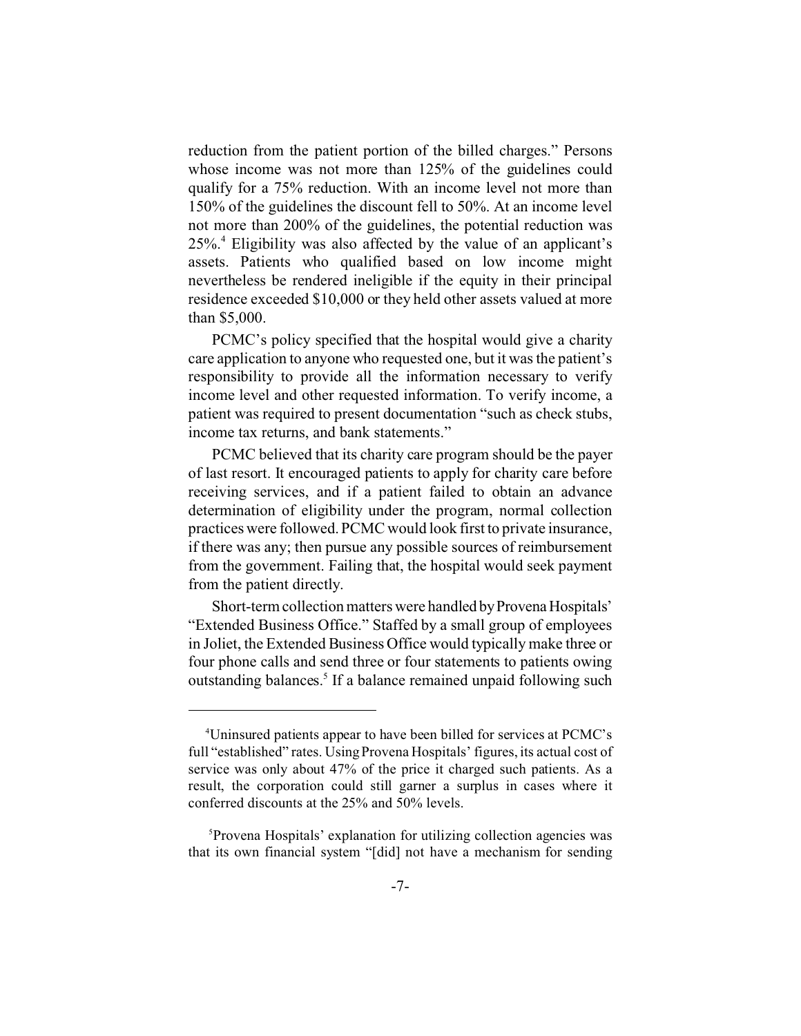reduction from the patient portion of the billed charges." Persons whose income was not more than 125% of the guidelines could qualify for a 75% reduction. With an income level not more than 150% of the guidelines the discount fell to 50%. At an income level not more than 200% of the guidelines, the potential reduction was 25%.[4] Eligibility was also affected by the value of an applicant's assets. Patients who qualified based on low income might nevertheless be rendered ineligible if the equity in their principal residence exceeded $10,000 or they held other assets valued at more than $5,000.

PCMC's policy specified that the hospital would give a charity care application to anyone who requested one, but it was the patient's responsibility to provide all the information necessary to verify income level and other requested information. To verify income, a patient was required to present documentation "such as check stubs, income tax returns, and bank statements."

PCMC believed that its charity care program should be the payer of last resort. It encouraged patients to apply for charity care before receiving services, and if a patient failed to obtain an advance determination of eligibility under the program, normal collection practices were followed. PCMC would look first to private insurance, if there was any; then pursue any possible sources of reimbursement from the government. Failing that, the hospital would seek payment from the patient directly.

Short-term collection matters were handled by Provena Hospitals' "Extended Business Office." Staffed by a small group of employees in Joliet, the Extended Business Office would typically make three or four phone calls and send three or four statements to patients owing outstanding balances.[5] If a balance remained unpaid following such

---

[4]Uninsured patients appear to have been billed for services at PCMC's full "established" rates. Using Provena Hospitals' figures, its actual cost of service was only about 47% of the price it charged such patients. As a result, the corporation could still garner a surplus in cases where it conferred discounts at the 25% and 50% levels.

[5]Provena Hospitals' explanation for utilizing collection agencies was that its own financial system "[did] not have a mechanism for sending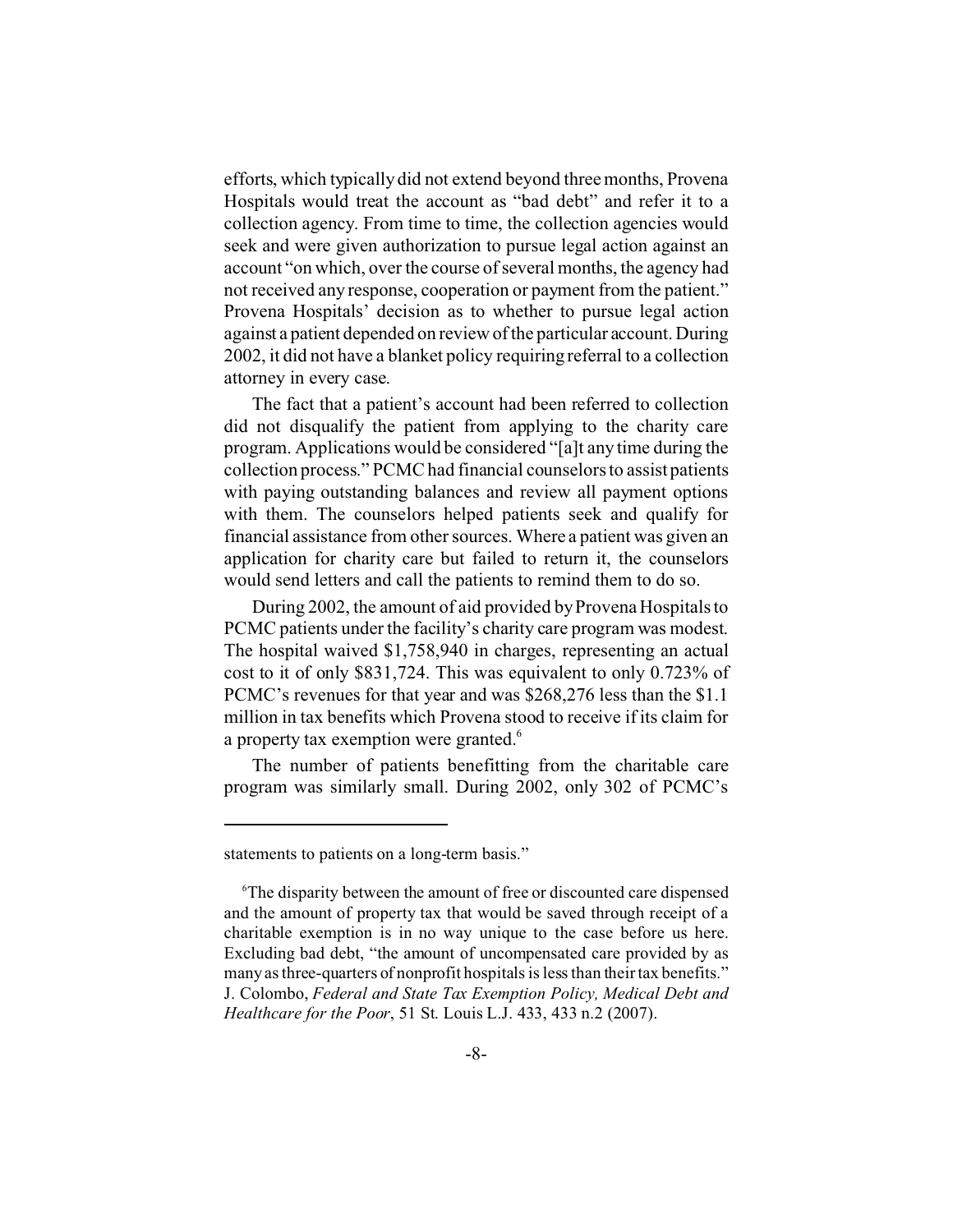efforts, which typically did not extend beyond three months, Provena Hospitals would treat the account as "bad debt" and refer it to a collection agency. From time to time, the collection agencies would seek and were given authorization to pursue legal action against an account "on which, over the course of several months, the agency had not received any response, cooperation or payment from the patient." Provena Hospitals' decision as to whether to pursue legal action against a patient depended on review of the particular account. During 2002, it did not have a blanket policy requiring referral to a collection attorney in every case.

The fact that a patient's account had been referred to collection did not disqualify the patient from applying to the charity care program. Applications would be considered "[a]t any time during the collection process." PCMC had financial counselors to assist patients with paying outstanding balances and review all payment options with them. The counselors helped patients seek and qualify for financial assistance from other sources. Where a patient was given an application for charity care but failed to return it, the counselors would send letters and call the patients to remind them to do so.

During 2002, the amount of aid provided by Provena Hospitals to PCMC patients under the facility's charity care program was modest. The hospital waived $1,758,940 in charges, representing an actual cost to it of only $831,724. This was equivalent to only 0.723% of PCMC's revenues for that year and was $268,276 less than the $1.1 million in tax benefits which Provena stood to receive if its claim for a property tax exemption were granted.[6]

The number of patients benefitting from the charitable care program was similarly small. During 2002, only 302 of PCMC's

---

statements to patients on a long-term basis."

[6] The disparity between the amount of free or discounted care dispensed and the amount of property tax that would be saved through receipt of a charitable exemption is in no way unique to the case before us here. Excluding bad debt, "the amount of uncompensated care provided by as many as three-quarters of nonprofit hospitals is less than their tax benefits." J. Colombo, *Federal and State Tax Exemption Policy, Medical Debt and Healthcare for the Poor*, 51 St. Louis L.J. 433, 433 n.2 (2007).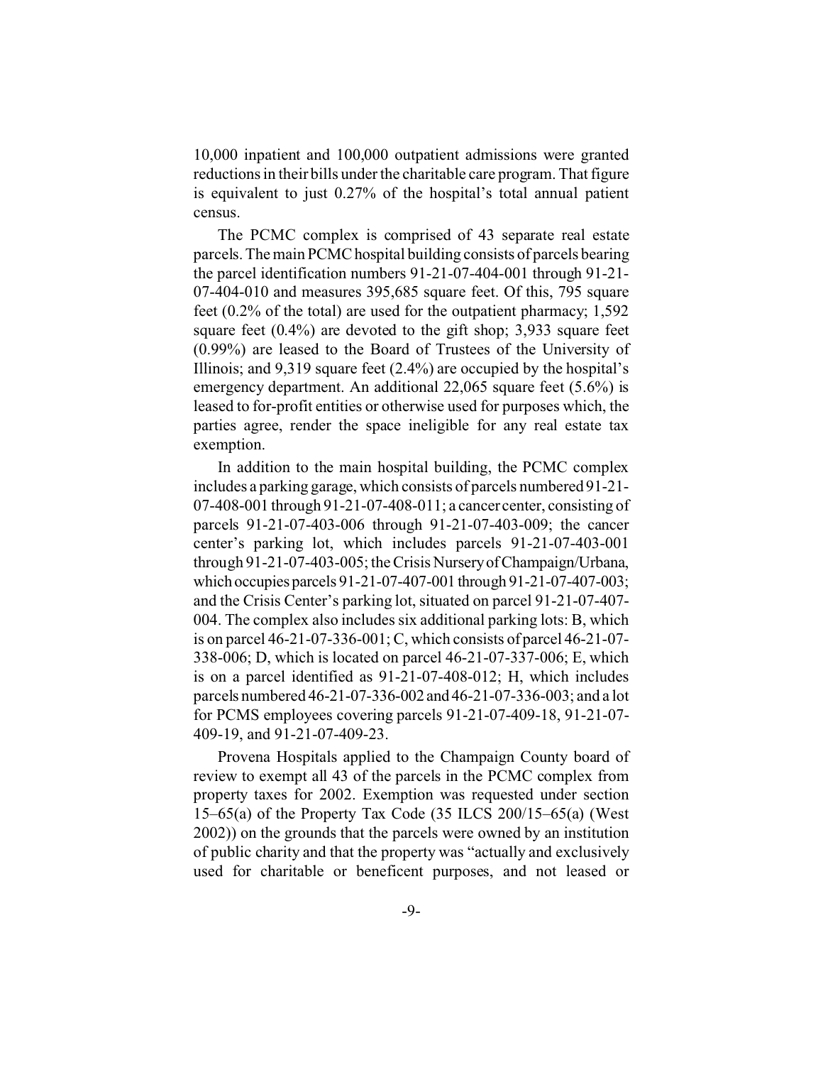10,000 inpatient and 100,000 outpatient admissions were granted reductions in their bills under the charitable care program. That figure is equivalent to just 0.27% of the hospital's total annual patient census.

The PCMC complex is comprised of 43 separate real estate parcels. The main PCMC hospital building consists of parcels bearing the parcel identification numbers 91-21-07-404-001 through 91-21-07-404-010 and measures 395,685 square feet. Of this, 795 square feet (0.2% of the total) are used for the outpatient pharmacy; 1,592 square feet (0.4%) are devoted to the gift shop; 3,933 square feet (0.99%) are leased to the Board of Trustees of the University of Illinois; and 9,319 square feet (2.4%) are occupied by the hospital's emergency department. An additional 22,065 square feet (5.6%) is leased to for-profit entities or otherwise used for purposes which, the parties agree, render the space ineligible for any real estate tax exemption.

In addition to the main hospital building, the PCMC complex includes a parking garage, which consists of parcels numbered 91-21-07-408-001 through 91-21-07-408-011; a cancer center, consisting of parcels 91-21-07-403-006 through 91-21-07-403-009; the cancer center's parking lot, which includes parcels 91-21-07-403-001 through 91-21-07-403-005; the Crisis Nursery of Champaign/Urbana, which occupies parcels 91-21-07-407-001 through 91-21-07-407-003; and the Crisis Center's parking lot, situated on parcel 91-21-07-407-004. The complex also includes six additional parking lots: B, which is on parcel 46-21-07-336-001; C, which consists of parcel 46-21-07-338-006; D, which is located on parcel 46-21-07-337-006; E, which is on a parcel identified as 91-21-07-408-012; H, which includes parcels numbered 46-21-07-336-002 and 46-21-07-336-003; and a lot for PCMS employees covering parcels 91-21-07-409-18, 91-21-07-409-19, and 91-21-07-409-23.

Provena Hospitals applied to the Champaign County board of review to exempt all 43 of the parcels in the PCMC complex from property taxes for 2002. Exemption was requested under section 15–65(a) of the Property Tax Code (35 ILCS 200/15–65(a) (West 2002)) on the grounds that the parcels were owned by an institution of public charity and that the property was "actually and exclusively used for charitable or beneficent purposes, and not leased or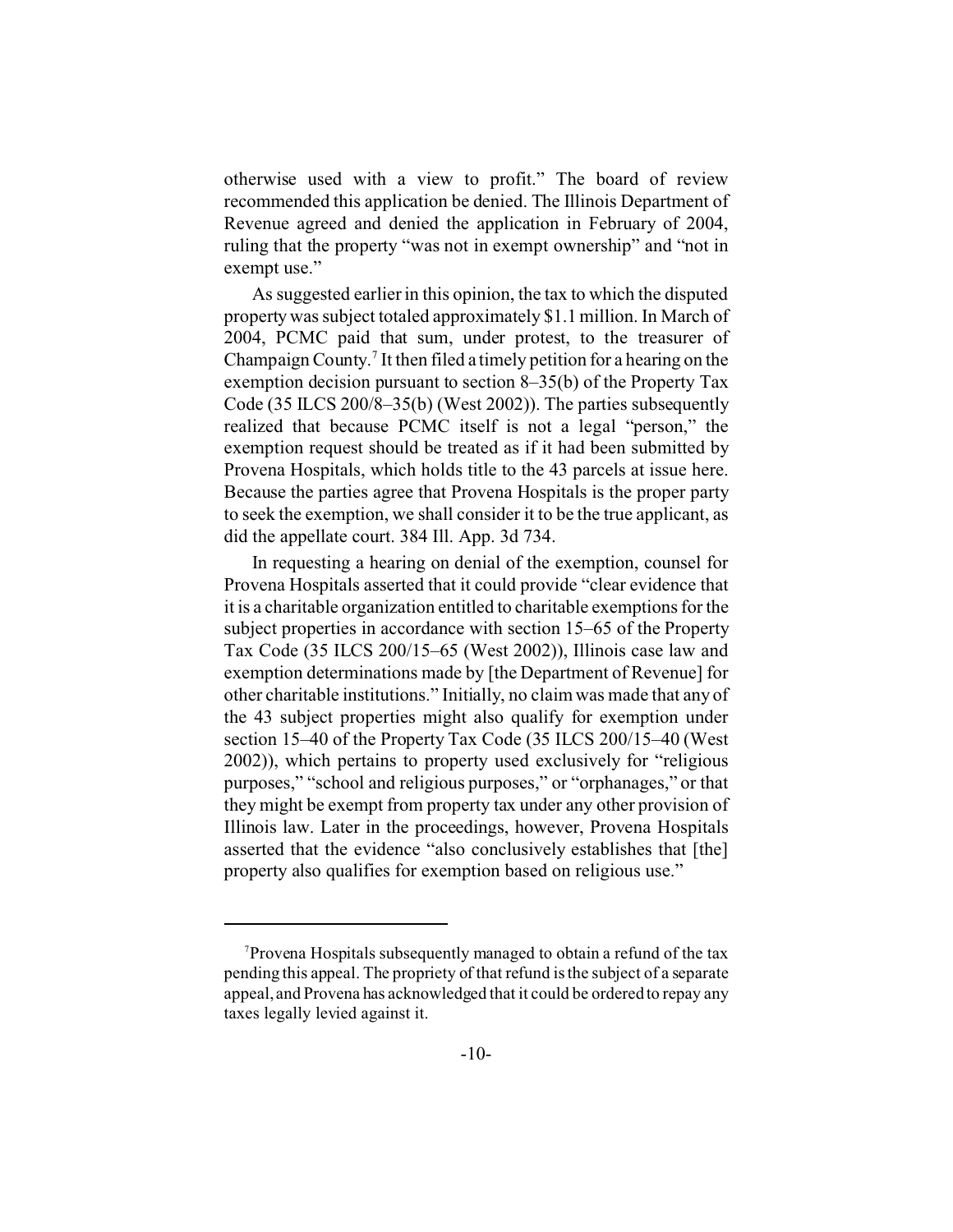otherwise used with a view to profit." The board of review recommended this application be denied. The Illinois Department of Revenue agreed and denied the application in February of 2004, ruling that the property "was not in exempt ownership" and "not in exempt use."

As suggested earlier in this opinion, the tax to which the disputed property was subject totaled approximately $1.1 million. In March of 2004, PCMC paid that sum, under protest, to the treasurer of Champaign County.[7] It then filed a timely petition for a hearing on the exemption decision pursuant to section 8–35(b) of the Property Tax Code (35 ILCS 200/8–35(b) (West 2002)). The parties subsequently realized that because PCMC itself is not a legal "person," the exemption request should be treated as if it had been submitted by Provena Hospitals, which holds title to the 43 parcels at issue here. Because the parties agree that Provena Hospitals is the proper party to seek the exemption, we shall consider it to be the true applicant, as did the appellate court. 384 Ill. App. 3d 734.

In requesting a hearing on denial of the exemption, counsel for Provena Hospitals asserted that it could provide "clear evidence that it is a charitable organization entitled to charitable exemptions for the subject properties in accordance with section 15–65 of the Property Tax Code (35 ILCS 200/15–65 (West 2002)), Illinois case law and exemption determinations made by [the Department of Revenue] for other charitable institutions." Initially, no claim was made that any of the 43 subject properties might also qualify for exemption under section 15–40 of the Property Tax Code (35 ILCS 200/15–40 (West 2002)), which pertains to property used exclusively for "religious purposes," "school and religious purposes," or "orphanages," or that they might be exempt from property tax under any other provision of Illinois law. Later in the proceedings, however, Provena Hospitals asserted that the evidence "also conclusively establishes that [the] property also qualifies for exemption based on religious use."

---

[7] Provena Hospitals subsequently managed to obtain a refund of the tax pending this appeal. The propriety of that refund is the subject of a separate appeal, and Provena has acknowledged that it could be ordered to repay any taxes legally levied against it.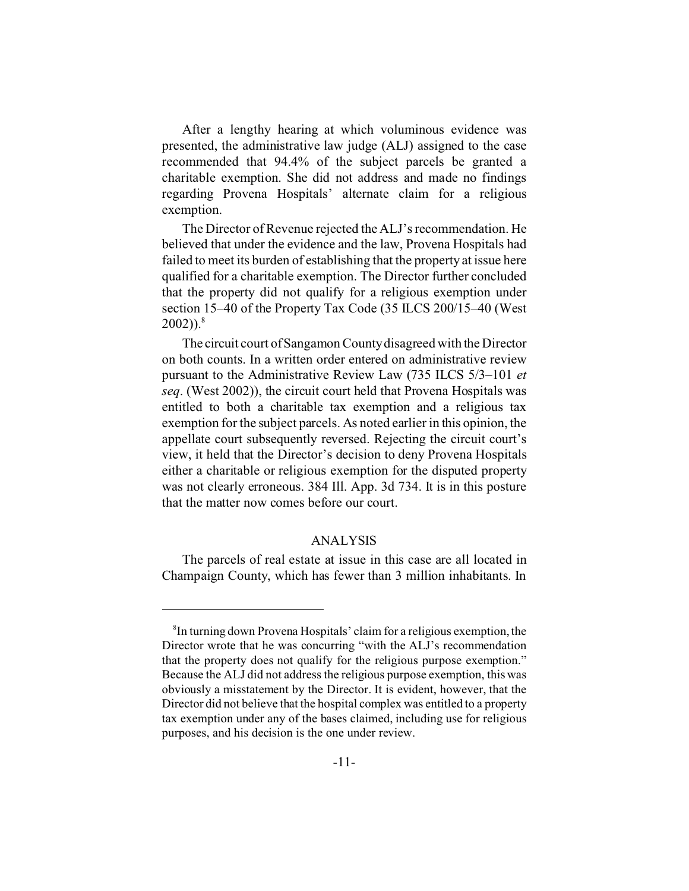After a lengthy hearing at which voluminous evidence was presented, the administrative law judge (ALJ) assigned to the case recommended that 94.4% of the subject parcels be granted a charitable exemption. She did not address and made no findings regarding Provena Hospitals' alternate claim for a religious exemption.

The Director of Revenue rejected the ALJ's recommendation. He believed that under the evidence and the law, Provena Hospitals had failed to meet its burden of establishing that the property at issue here qualified for a charitable exemption. The Director further concluded that the property did not qualify for a religious exemption under section 15–40 of the Property Tax Code (35 ILCS 200/15–40 (West 2002)).[8]

The circuit court of Sangamon County disagreed with the Director on both counts. In a written order entered on administrative review pursuant to the Administrative Review Law (735 ILCS 5/3–101 *et seq*. (West 2002)), the circuit court held that Provena Hospitals was entitled to both a charitable tax exemption and a religious tax exemption for the subject parcels. As noted earlier in this opinion, the appellate court subsequently reversed. Rejecting the circuit court's view, it held that the Director's decision to deny Provena Hospitals either a charitable or religious exemption for the disputed property was not clearly erroneous. 384 Ill. App. 3d 734. It is in this posture that the matter now comes before our court.

## ANALYSIS

The parcels of real estate at issue in this case are all located in Champaign County, which has fewer than 3 million inhabitants. In

---

[8] In turning down Provena Hospitals' claim for a religious exemption, the Director wrote that he was concurring "with the ALJ's recommendation that the property does not qualify for the religious purpose exemption." Because the ALJ did not address the religious purpose exemption, this was obviously a misstatement by the Director. It is evident, however, that the Director did not believe that the hospital complex was entitled to a property tax exemption under any of the bases claimed, including use for religious purposes, and his decision is the one under review.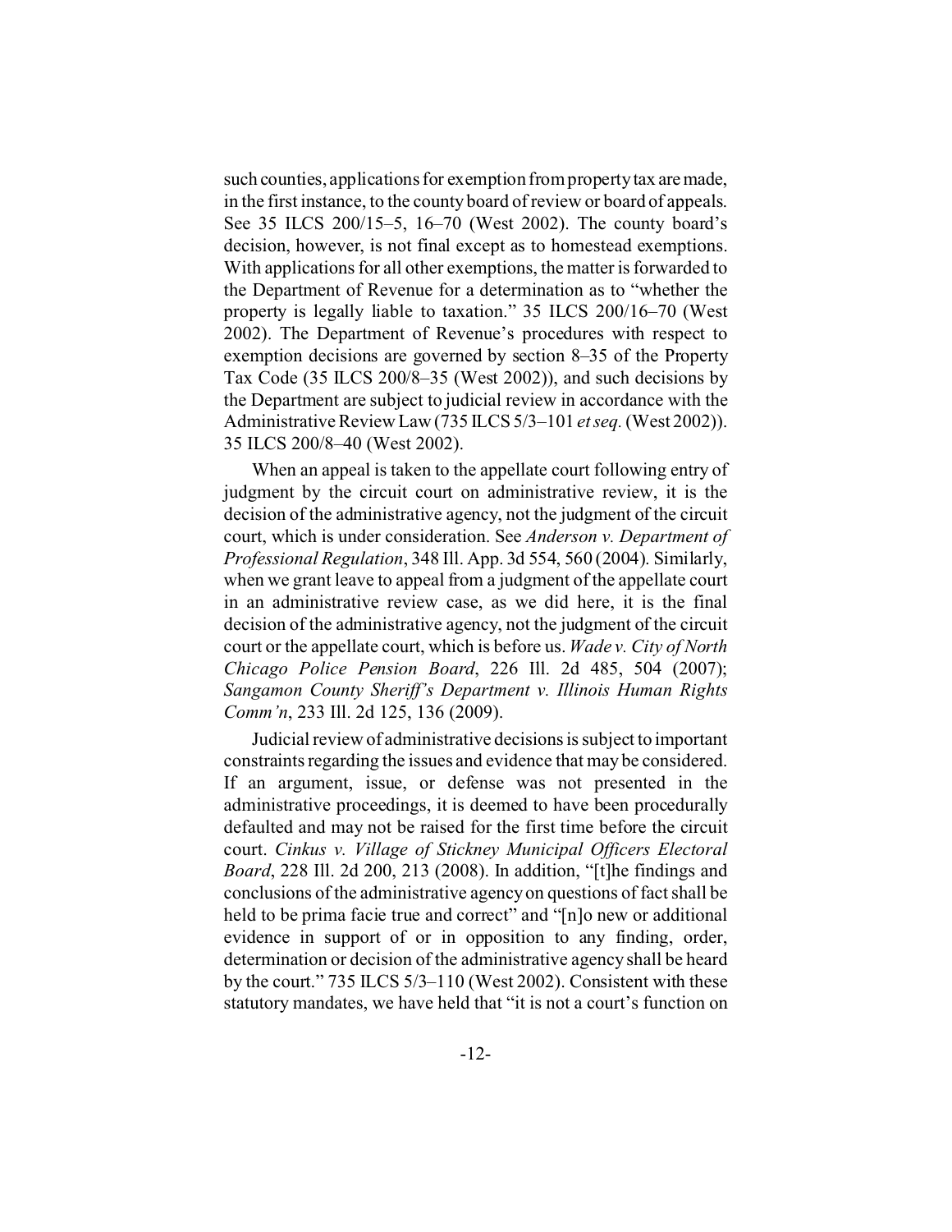such counties, applications for exemption from property tax are made, in the first instance, to the county board of review or board of appeals. See 35 ILCS 200/15–5, 16–70 (West 2002). The county board's decision, however, is not final except as to homestead exemptions. With applications for all other exemptions, the matter is forwarded to the Department of Revenue for a determination as to "whether the property is legally liable to taxation." 35 ILCS 200/16–70 (West 2002). The Department of Revenue's procedures with respect to exemption decisions are governed by section 8–35 of the Property Tax Code (35 ILCS 200/8–35 (West 2002)), and such decisions by the Department are subject to judicial review in accordance with the Administrative Review Law (735 ILCS 5/3–101 *et seq.* (West 2002)). 35 ILCS 200/8–40 (West 2002).

When an appeal is taken to the appellate court following entry of judgment by the circuit court on administrative review, it is the decision of the administrative agency, not the judgment of the circuit court, which is under consideration. See *Anderson v. Department of Professional Regulation*, 348 Ill. App. 3d 554, 560 (2004). Similarly, when we grant leave to appeal from a judgment of the appellate court in an administrative review case, as we did here, it is the final decision of the administrative agency, not the judgment of the circuit court or the appellate court, which is before us. *Wade v. City of North Chicago Police Pension Board*, 226 Ill. 2d 485, 504 (2007); *Sangamon County Sheriff's Department v. Illinois Human Rights Comm'n*, 233 Ill. 2d 125, 136 (2009).

Judicial review of administrative decisions is subject to important constraints regarding the issues and evidence that may be considered. If an argument, issue, or defense was not presented in the administrative proceedings, it is deemed to have been procedurally defaulted and may not be raised for the first time before the circuit court. *Cinkus v. Village of Stickney Municipal Officers Electoral Board*, 228 Ill. 2d 200, 213 (2008). In addition, "[t]he findings and conclusions of the administrative agency on questions of fact shall be held to be prima facie true and correct" and "[n]o new or additional evidence in support of or in opposition to any finding, order, determination or decision of the administrative agency shall be heard by the court." 735 ILCS 5/3–110 (West 2002). Consistent with these statutory mandates, we have held that "it is not a court's function on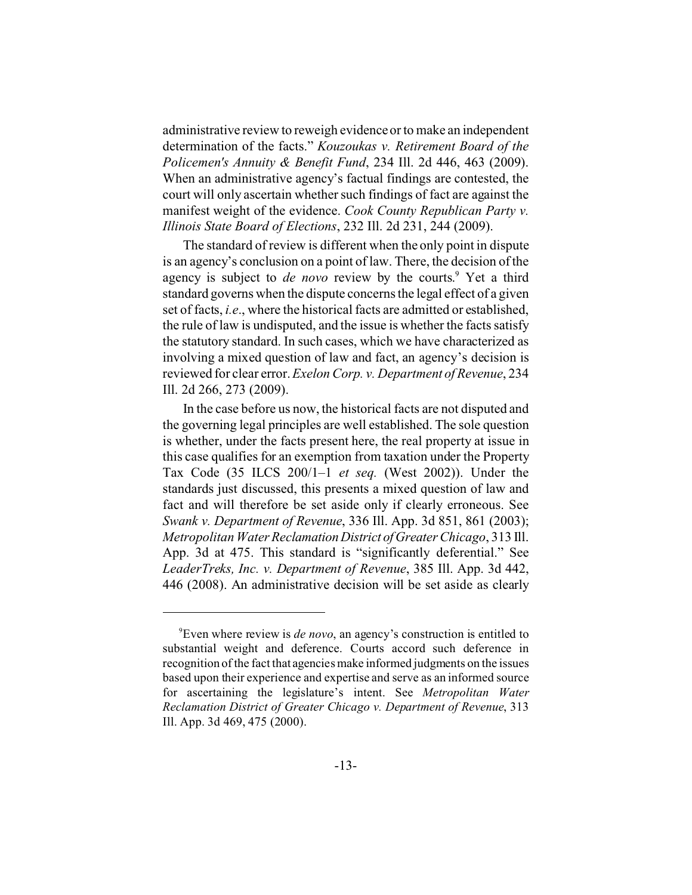administrative review to reweigh evidence or to make an independent determination of the facts." *Kouzoukas v. Retirement Board of the Policemen's Annuity & Benefit Fund*, 234 Ill. 2d 446, 463 (2009). When an administrative agency's factual findings are contested, the court will only ascertain whether such findings of fact are against the manifest weight of the evidence. *Cook County Republican Party v. Illinois State Board of Elections*, 232 Ill. 2d 231, 244 (2009).

The standard of review is different when the only point in dispute is an agency's conclusion on a point of law. There, the decision of the agency is subject to *de novo* review by the courts.[9] Yet a third standard governs when the dispute concerns the legal effect of a given set of facts, *i.e*., where the historical facts are admitted or established, the rule of law is undisputed, and the issue is whether the facts satisfy the statutory standard. In such cases, which we have characterized as involving a mixed question of law and fact, an agency's decision is reviewed for clear error. *Exelon Corp. v. Department of Revenue*, 234 Ill. 2d 266, 273 (2009).

In the case before us now, the historical facts are not disputed and the governing legal principles are well established. The sole question is whether, under the facts present here, the real property at issue in this case qualifies for an exemption from taxation under the Property Tax Code (35 ILCS 200/1–1 *et seq.* (West 2002)). Under the standards just discussed, this presents a mixed question of law and fact and will therefore be set aside only if clearly erroneous. See *Swank v. Department of Revenue*, 336 Ill. App. 3d 851, 861 (2003); *Metropolitan Water Reclamation District of Greater Chicago*, 313 Ill. App. 3d at 475. This standard is "significantly deferential." See *LeaderTreks, Inc. v. Department of Revenue*, 385 Ill. App. 3d 442, 446 (2008). An administrative decision will be set aside as clearly

---

[9]Even where review is *de novo*, an agency's construction is entitled to substantial weight and deference. Courts accord such deference in recognition of the fact that agencies make informed judgments on the issues based upon their experience and expertise and serve as an informed source for ascertaining the legislature's intent. See *Metropolitan Water Reclamation District of Greater Chicago v. Department of Revenue*, 313 Ill. App. 3d 469, 475 (2000).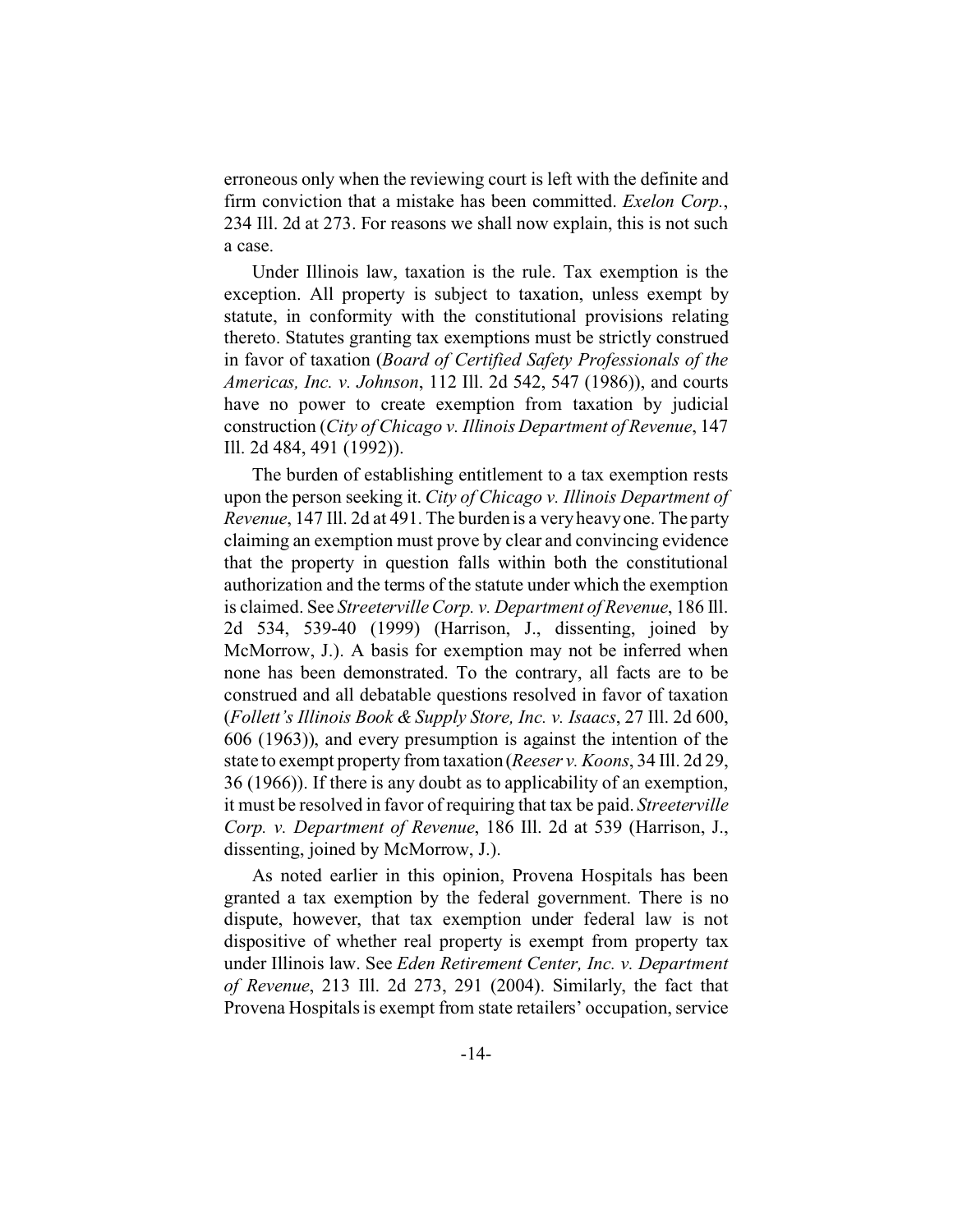erroneous only when the reviewing court is left with the definite and firm conviction that a mistake has been committed. *Exelon Corp.*, 234 Ill. 2d at 273. For reasons we shall now explain, this is not such a case.

Under Illinois law, taxation is the rule. Tax exemption is the exception. All property is subject to taxation, unless exempt by statute, in conformity with the constitutional provisions relating thereto. Statutes granting tax exemptions must be strictly construed in favor of taxation (*Board of Certified Safety Professionals of the Americas, Inc. v. Johnson*, 112 Ill. 2d 542, 547 (1986)), and courts have no power to create exemption from taxation by judicial construction (*City of Chicago v. Illinois Department of Revenue*, 147 Ill. 2d 484, 491 (1992)).

The burden of establishing entitlement to a tax exemption rests upon the person seeking it. *City of Chicago v. Illinois Department of Revenue*, 147 Ill. 2d at 491. The burden is a very heavy one. The party claiming an exemption must prove by clear and convincing evidence that the property in question falls within both the constitutional authorization and the terms of the statute under which the exemption is claimed. See *Streeterville Corp. v. Department of Revenue*, 186 Ill. 2d 534, 539-40 (1999) (Harrison, J., dissenting, joined by McMorrow, J.). A basis for exemption may not be inferred when none has been demonstrated. To the contrary, all facts are to be construed and all debatable questions resolved in favor of taxation (*Follett's Illinois Book & Supply Store, Inc. v. Isaacs*, 27 Ill. 2d 600, 606 (1963)), and every presumption is against the intention of the state to exempt property from taxation (*Reeser v. Koons*, 34 Ill. 2d 29, 36 (1966)). If there is any doubt as to applicability of an exemption, it must be resolved in favor of requiring that tax be paid. *Streeterville Corp. v. Department of Revenue*, 186 Ill. 2d at 539 (Harrison, J., dissenting, joined by McMorrow, J.).

As noted earlier in this opinion, Provena Hospitals has been granted a tax exemption by the federal government. There is no dispute, however, that tax exemption under federal law is not dispositive of whether real property is exempt from property tax under Illinois law. See *Eden Retirement Center, Inc. v. Department of Revenue*, 213 Ill. 2d 273, 291 (2004). Similarly, the fact that Provena Hospitals is exempt from state retailers' occupation, service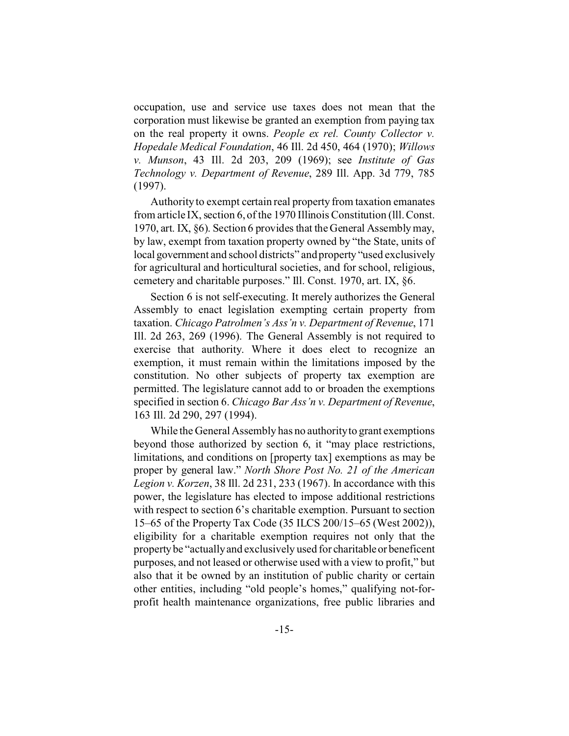occupation, use and service use taxes does not mean that the corporation must likewise be granted an exemption from paying tax on the real property it owns. *People ex rel. County Collector v. Hopedale Medical Foundation*, 46 Ill. 2d 450, 464 (1970); *Willows v. Munson*, 43 Ill. 2d 203, 209 (1969); see *Institute of Gas Technology v. Department of Revenue*, 289 Ill. App. 3d 779, 785 (1997).

Authority to exempt certain real property from taxation emanates from article IX, section 6, of the 1970 Illinois Constitution (lll. Const. 1970, art. IX, §6). Section 6 provides that the General Assembly may, by law, exempt from taxation property owned by "the State, units of local government and school districts" and property "used exclusively for agricultural and horticultural societies, and for school, religious, cemetery and charitable purposes." Ill. Const. 1970, art. IX, §6.

Section 6 is not self-executing. It merely authorizes the General Assembly to enact legislation exempting certain property from taxation. *Chicago Patrolmen's Ass'n v. Department of Revenue*, 171 Ill. 2d 263, 269 (1996). The General Assembly is not required to exercise that authority. Where it does elect to recognize an exemption, it must remain within the limitations imposed by the constitution. No other subjects of property tax exemption are permitted. The legislature cannot add to or broaden the exemptions specified in section 6. *Chicago Bar Ass'n v. Department of Revenue*, 163 Ill. 2d 290, 297 (1994).

While the General Assembly has no authority to grant exemptions beyond those authorized by section 6, it "may place restrictions, limitations, and conditions on [property tax] exemptions as may be proper by general law." *North Shore Post No. 21 of the American Legion v. Korzen*, 38 Ill. 2d 231, 233 (1967). In accordance with this power, the legislature has elected to impose additional restrictions with respect to section 6's charitable exemption. Pursuant to section 15–65 of the Property Tax Code (35 ILCS 200/15–65 (West 2002)), eligibility for a charitable exemption requires not only that the property be "actually and exclusively used for charitable or beneficent purposes, and not leased or otherwise used with a view to profit," but also that it be owned by an institution of public charity or certain other entities, including "old people's homes," qualifying not-for-profit health maintenance organizations, free public libraries and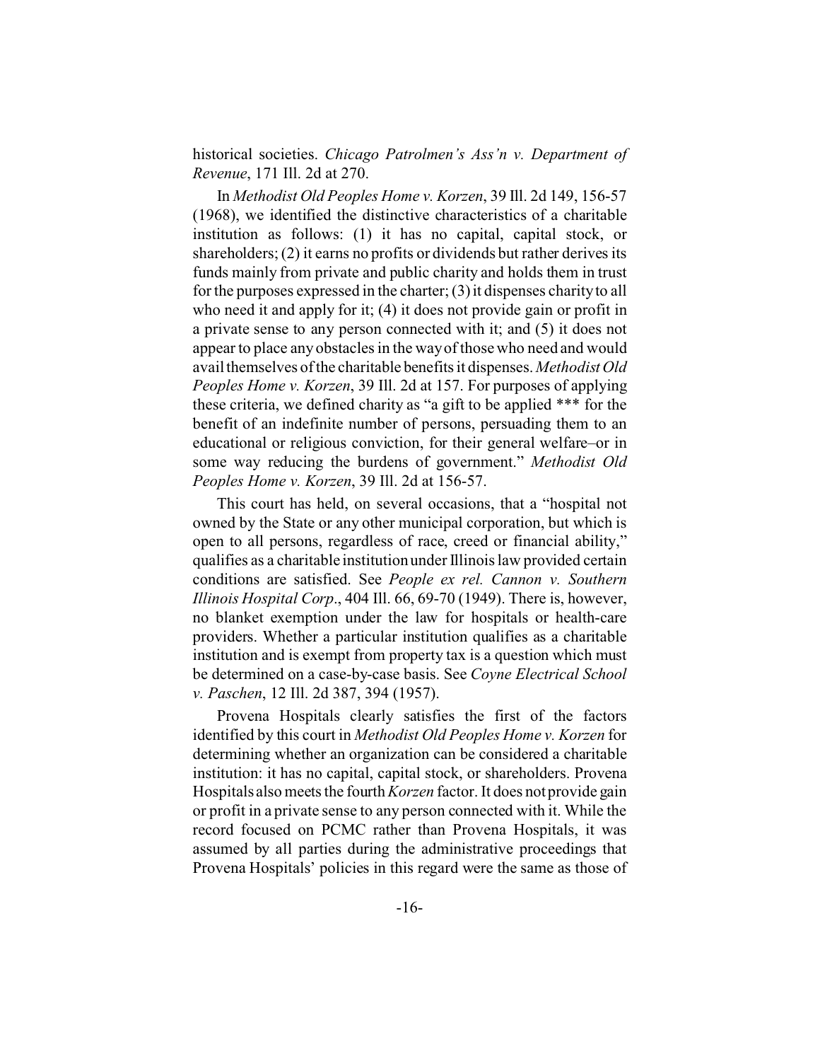historical societies. *Chicago Patrolmen's Ass'n v. Department of Revenue*, 171 Ill. 2d at 270.

In *Methodist Old Peoples Home v. Korzen*, 39 Ill. 2d 149, 156-57 (1968), we identified the distinctive characteristics of a charitable institution as follows: (1) it has no capital, capital stock, or shareholders; (2) it earns no profits or dividends but rather derives its funds mainly from private and public charity and holds them in trust for the purposes expressed in the charter; (3) it dispenses charity to all who need it and apply for it; (4) it does not provide gain or profit in a private sense to any person connected with it; and (5) it does not appear to place any obstacles in the way of those who need and would avail themselves of the charitable benefits it dispenses. *Methodist Old Peoples Home v. Korzen*, 39 Ill. 2d at 157. For purposes of applying these criteria, we defined charity as "a gift to be applied *** for the benefit of an indefinite number of persons, persuading them to an educational or religious conviction, for their general welfare–or in some way reducing the burdens of government." *Methodist Old Peoples Home v. Korzen*, 39 Ill. 2d at 156-57.

This court has held, on several occasions, that a "hospital not owned by the State or any other municipal corporation, but which is open to all persons, regardless of race, creed or financial ability," qualifies as a charitable institution under Illinois law provided certain conditions are satisfied. See *People ex rel. Cannon v. Southern Illinois Hospital Corp*., 404 Ill. 66, 69-70 (1949). There is, however, no blanket exemption under the law for hospitals or health-care providers. Whether a particular institution qualifies as a charitable institution and is exempt from property tax is a question which must be determined on a case-by-case basis. See *Coyne Electrical School v. Paschen*, 12 Ill. 2d 387, 394 (1957).

Provena Hospitals clearly satisfies the first of the factors identified by this court in *Methodist Old Peoples Home v. Korzen* for determining whether an organization can be considered a charitable institution: it has no capital, capital stock, or shareholders. Provena Hospitals also meets the fourth *Korzen* factor. It does not provide gain or profit in a private sense to any person connected with it. While the record focused on PCMC rather than Provena Hospitals, it was assumed by all parties during the administrative proceedings that Provena Hospitals' policies in this regard were the same as those of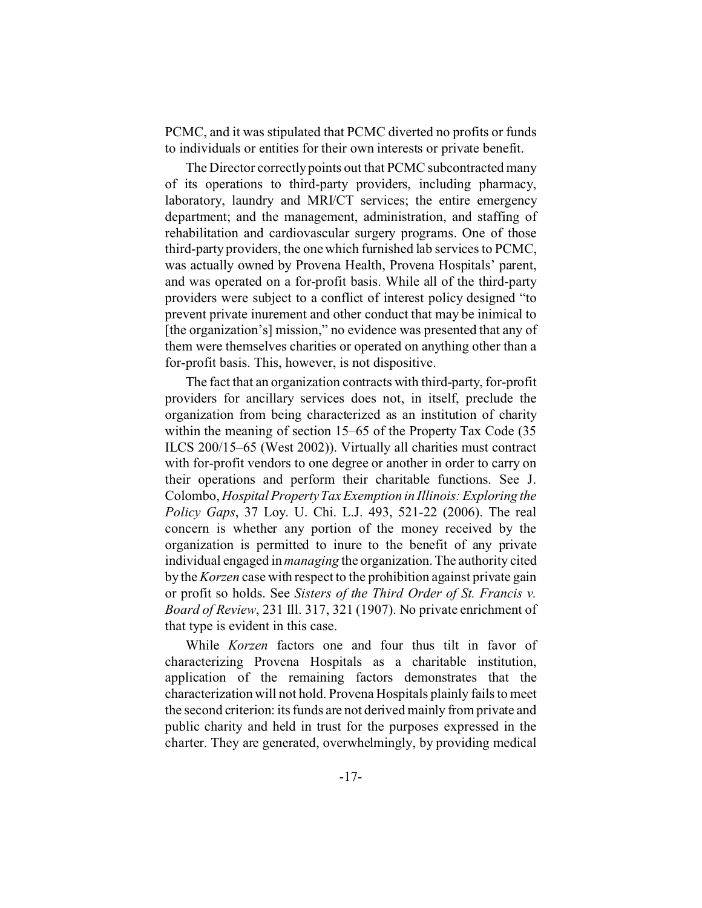PCMC, and it was stipulated that PCMC diverted no profits or funds to individuals or entities for their own interests or private benefit.

The Director correctly points out that PCMC subcontracted many of its operations to third-party providers, including pharmacy, laboratory, laundry and MRI/CT services; the entire emergency department; and the management, administration, and staffing of rehabilitation and cardiovascular surgery programs. One of those third-party providers, the one which furnished lab services to PCMC, was actually owned by Provena Health, Provena Hospitals' parent, and was operated on a for-profit basis. While all of the third-party providers were subject to a conflict of interest policy designed "to prevent private inurement and other conduct that may be inimical to [the organization's] mission," no evidence was presented that any of them were themselves charities or operated on anything other than a for-profit basis. This, however, is not dispositive.

The fact that an organization contracts with third-party, for-profit providers for ancillary services does not, in itself, preclude the organization from being characterized as an institution of charity within the meaning of section 15–65 of the Property Tax Code (35 ILCS 200/15–65 (West 2002)). Virtually all charities must contract with for-profit vendors to one degree or another in order to carry on their operations and perform their charitable functions. See J. Colombo, *Hospital Property Tax Exemption in Illinois: Exploring the Policy Gaps*, 37 Loy. U. Chi. L.J. 493, 521-22 (2006). The real concern is whether any portion of the money received by the organization is permitted to inure to the benefit of any private individual engaged in *managing* the organization. The authority cited by the *Korzen* case with respect to the prohibition against private gain or profit so holds. See *Sisters of the Third Order of St. Francis v. Board of Review*, 231 Ill. 317, 321 (1907). No private enrichment of that type is evident in this case.

While *Korzen* factors one and four thus tilt in favor of characterizing Provena Hospitals as a charitable institution, application of the remaining factors demonstrates that the characterization will not hold. Provena Hospitals plainly fails to meet the second criterion: its funds are not derived mainly from private and public charity and held in trust for the purposes expressed in the charter. They are generated, overwhelmingly, by providing medical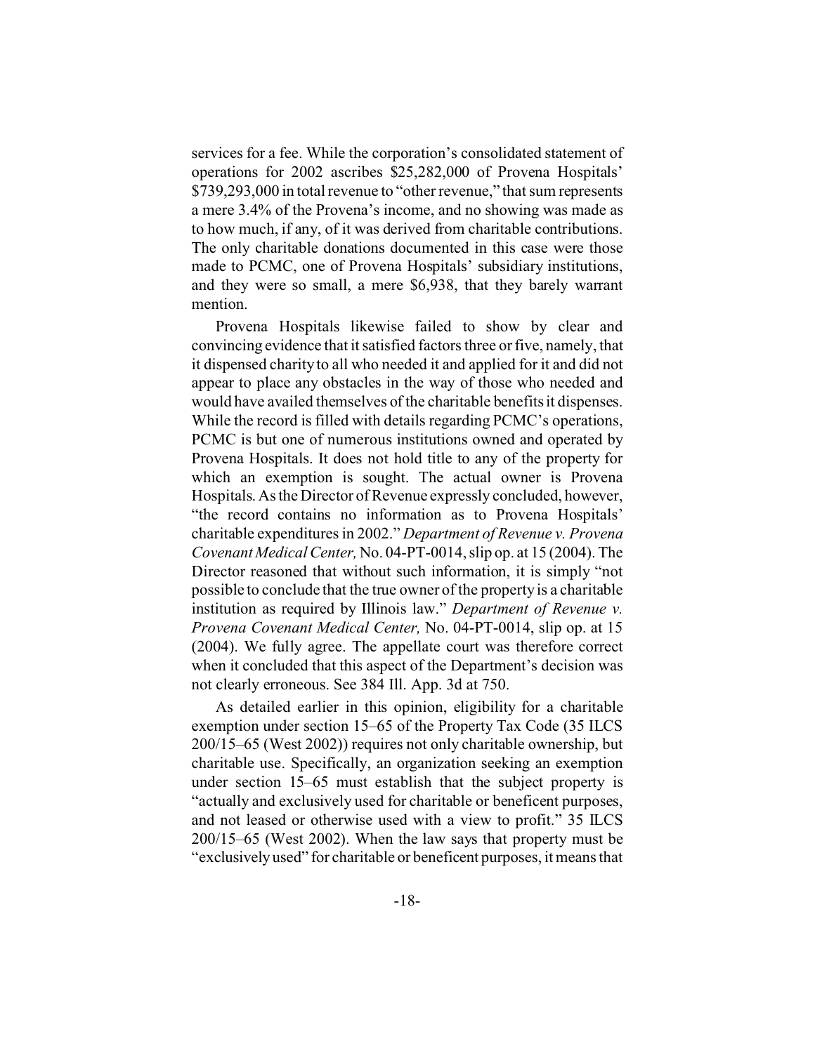services for a fee. While the corporation's consolidated statement of operations for 2002 ascribes $25,282,000 of Provena Hospitals' $739,293,000 in total revenue to "other revenue," that sum represents a mere 3.4% of the Provena's income, and no showing was made as to how much, if any, of it was derived from charitable contributions. The only charitable donations documented in this case were those made to PCMC, one of Provena Hospitals' subsidiary institutions, and they were so small, a mere $6,938, that they barely warrant mention.

Provena Hospitals likewise failed to show by clear and convincing evidence that it satisfied factors three or five, namely, that it dispensed charity to all who needed it and applied for it and did not appear to place any obstacles in the way of those who needed and would have availed themselves of the charitable benefits it dispenses. While the record is filled with details regarding PCMC's operations, PCMC is but one of numerous institutions owned and operated by Provena Hospitals. It does not hold title to any of the property for which an exemption is sought. The actual owner is Provena Hospitals. As the Director of Revenue expressly concluded, however, "the record contains no information as to Provena Hospitals' charitable expenditures in 2002." *Department of Revenue v. Provena Covenant Medical Center,* No. 04-PT-0014, slip op. at 15 (2004). The Director reasoned that without such information, it is simply "not possible to conclude that the true owner of the property is a charitable institution as required by Illinois law." *Department of Revenue v. Provena Covenant Medical Center,* No. 04-PT-0014, slip op. at 15 (2004). We fully agree. The appellate court was therefore correct when it concluded that this aspect of the Department's decision was not clearly erroneous. See 384 Ill. App. 3d at 750.

As detailed earlier in this opinion, eligibility for a charitable exemption under section 15–65 of the Property Tax Code (35 ILCS 200/15–65 (West 2002)) requires not only charitable ownership, but charitable use. Specifically, an organization seeking an exemption under section 15–65 must establish that the subject property is "actually and exclusively used for charitable or beneficent purposes, and not leased or otherwise used with a view to profit." 35 ILCS 200/15–65 (West 2002). When the law says that property must be "exclusively used" for charitable or beneficent purposes, it means that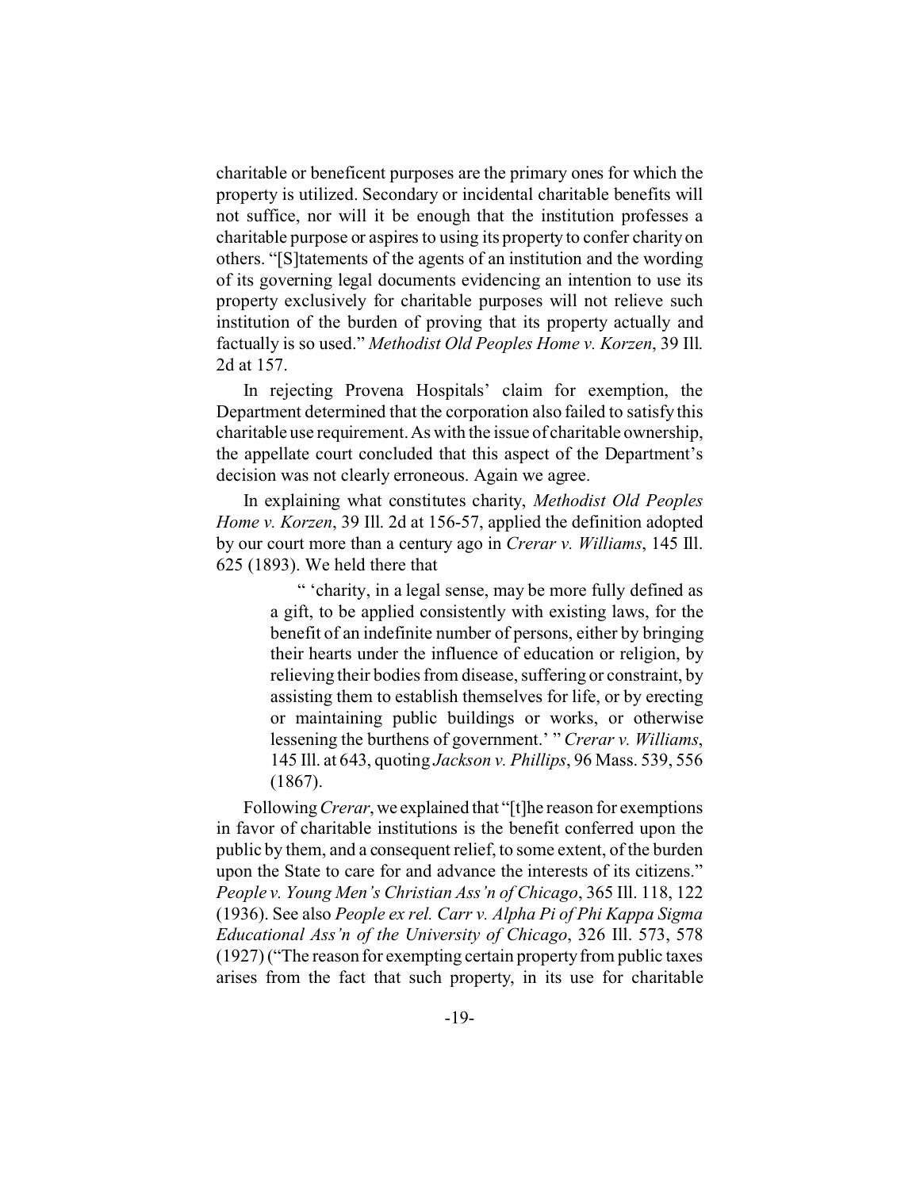charitable or beneficent purposes are the primary ones for which the property is utilized. Secondary or incidental charitable benefits will not suffice, nor will it be enough that the institution professes a charitable purpose or aspires to using its property to confer charity on others. "[S]tatements of the agents of an institution and the wording of its governing legal documents evidencing an intention to use its property exclusively for charitable purposes will not relieve such institution of the burden of proving that its property actually and factually is so used." *Methodist Old Peoples Home v. Korzen*, 39 Ill. 2d at 157.

In rejecting Provena Hospitals' claim for exemption, the Department determined that the corporation also failed to satisfy this charitable use requirement. As with the issue of charitable ownership, the appellate court concluded that this aspect of the Department's decision was not clearly erroneous. Again we agree.

In explaining what constitutes charity, *Methodist Old Peoples Home v. Korzen*, 39 Ill. 2d at 156-57, applied the definition adopted by our court more than a century ago in *Crerar v. Williams*, 145 Ill. 625 (1893). We held there that

> " 'charity, in a legal sense, may be more fully defined as a gift, to be applied consistently with existing laws, for the benefit of an indefinite number of persons, either by bringing their hearts under the influence of education or religion, by relieving their bodies from disease, suffering or constraint, by assisting them to establish themselves for life, or by erecting or maintaining public buildings or works, or otherwise lessening the burthens of government.' " *Crerar v. Williams*, 145 Ill. at 643, quoting *Jackson v. Phillips*, 96 Mass. 539, 556 (1867).

Following *Crerar*, we explained that "[t]he reason for exemptions in favor of charitable institutions is the benefit conferred upon the public by them, and a consequent relief, to some extent, of the burden upon the State to care for and advance the interests of its citizens." *People v. Young Men's Christian Ass'n of Chicago*, 365 Ill. 118, 122 (1936). See also *People ex rel. Carr v. Alpha Pi of Phi Kappa Sigma Educational Ass'n of the University of Chicago*, 326 Ill. 573, 578 (1927) ("The reason for exempting certain property from public taxes arises from the fact that such property, in its use for charitable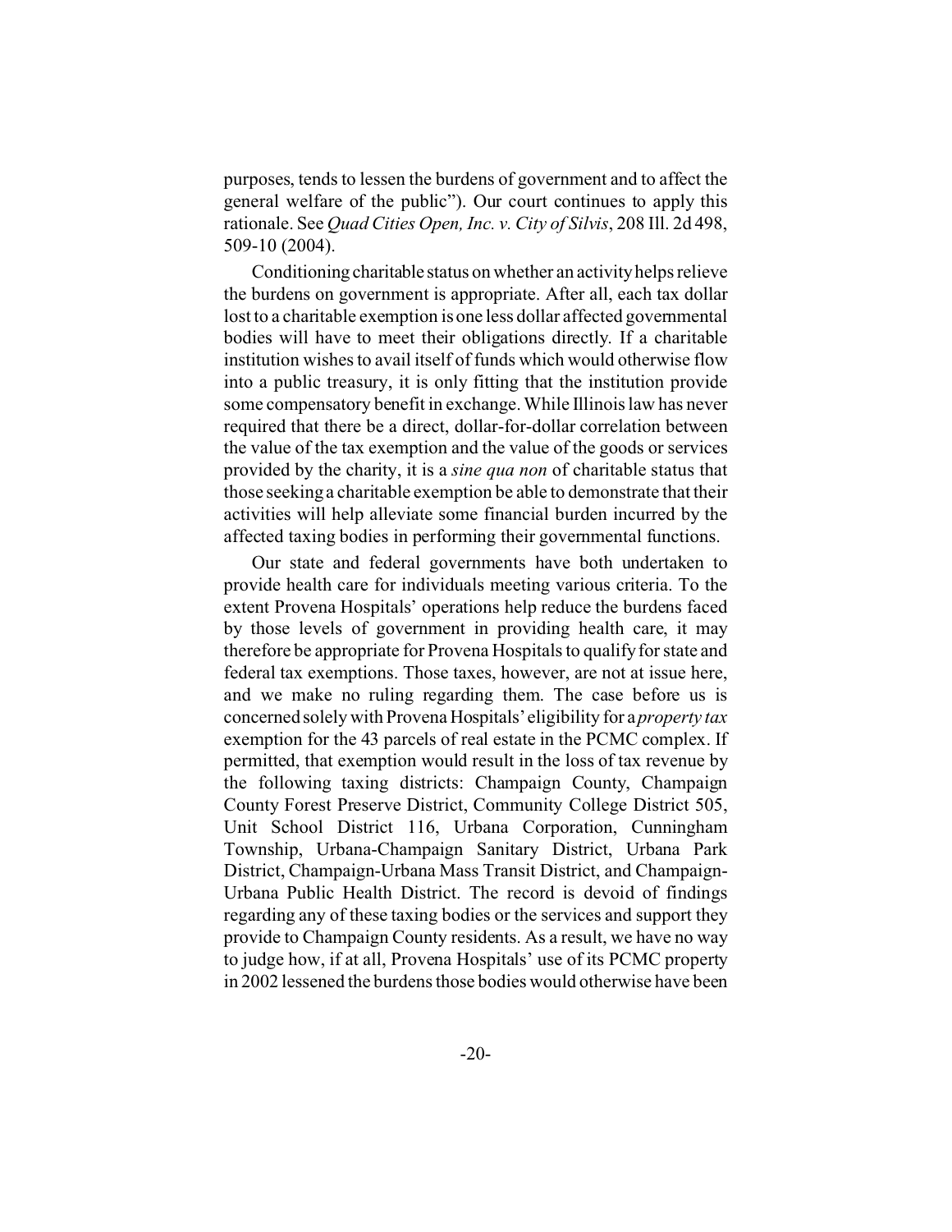purposes, tends to lessen the burdens of government and to affect the general welfare of the public"). Our court continues to apply this rationale. See *Quad Cities Open, Inc. v. City of Silvis*, 208 Ill. 2d 498, 509-10 (2004).

Conditioning charitable status on whether an activity helps relieve the burdens on government is appropriate. After all, each tax dollar lost to a charitable exemption is one less dollar affected governmental bodies will have to meet their obligations directly. If a charitable institution wishes to avail itself of funds which would otherwise flow into a public treasury, it is only fitting that the institution provide some compensatory benefit in exchange. While Illinois law has never required that there be a direct, dollar-for-dollar correlation between the value of the tax exemption and the value of the goods or services provided by the charity, it is a *sine qua non* of charitable status that those seeking a charitable exemption be able to demonstrate that their activities will help alleviate some financial burden incurred by the affected taxing bodies in performing their governmental functions.

Our state and federal governments have both undertaken to provide health care for individuals meeting various criteria. To the extent Provena Hospitals' operations help reduce the burdens faced by those levels of government in providing health care, it may therefore be appropriate for Provena Hospitals to qualify for state and federal tax exemptions. Those taxes, however, are not at issue here, and we make no ruling regarding them. The case before us is concerned solely with Provena Hospitals' eligibility for a *property tax* exemption for the 43 parcels of real estate in the PCMC complex. If permitted, that exemption would result in the loss of tax revenue by the following taxing districts: Champaign County, Champaign County Forest Preserve District, Community College District 505, Unit School District 116, Urbana Corporation, Cunningham Township, Urbana-Champaign Sanitary District, Urbana Park District, Champaign-Urbana Mass Transit District, and Champaign-Urbana Public Health District. The record is devoid of findings regarding any of these taxing bodies or the services and support they provide to Champaign County residents. As a result, we have no way to judge how, if at all, Provena Hospitals' use of its PCMC property in 2002 lessened the burdens those bodies would otherwise have been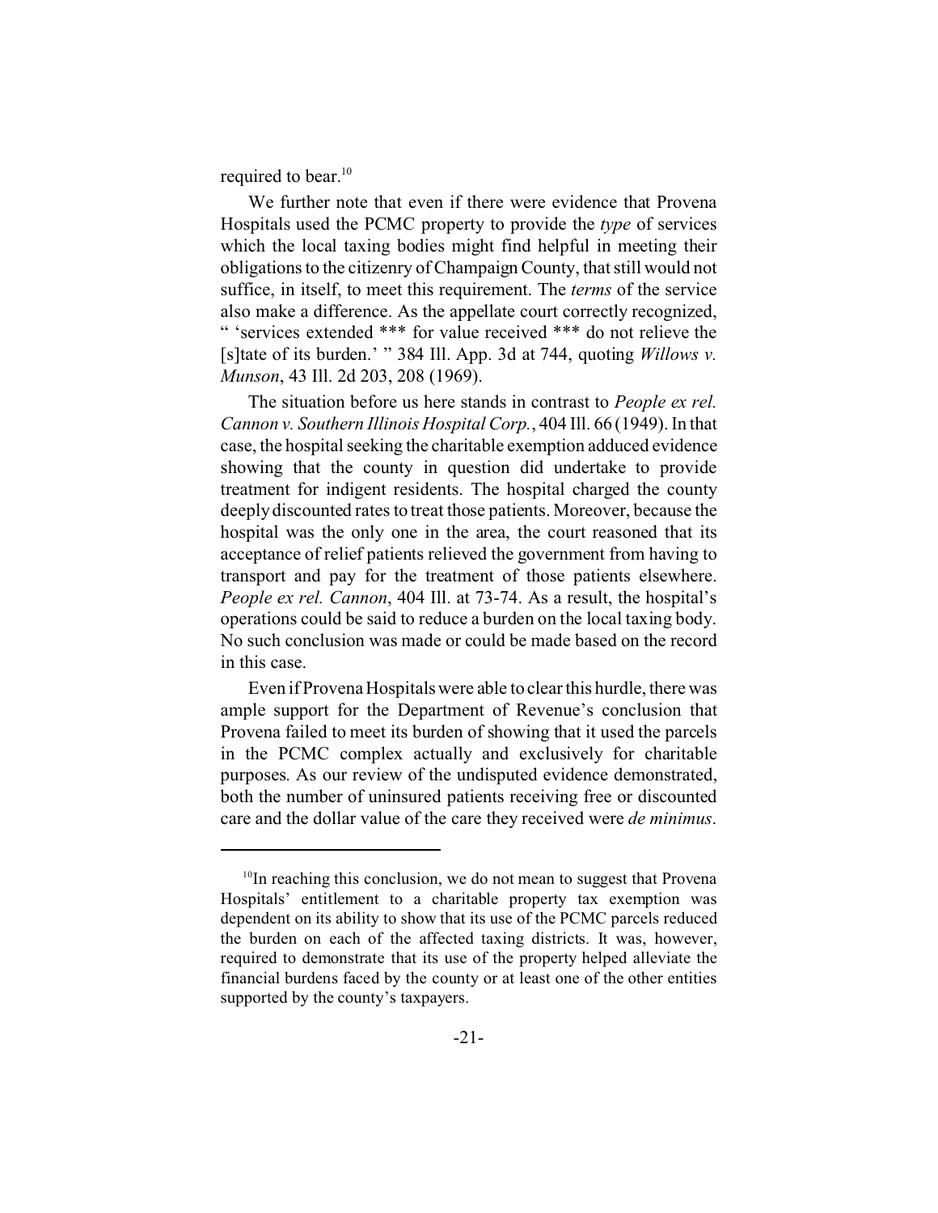required to bear.[10]

We further note that even if there were evidence that Provena Hospitals used the PCMC property to provide the *type* of services which the local taxing bodies might find helpful in meeting their obligations to the citizenry of Champaign County, that still would not suffice, in itself, to meet this requirement. The *terms* of the service also make a difference. As the appellate court correctly recognized, " 'services extended *** for value received *** do not relieve the [s]tate of its burden.' " 384 Ill. App. 3d at 744, quoting *Willows v. Munson*, 43 Ill. 2d 203, 208 (1969).

The situation before us here stands in contrast to *People ex rel. Cannon v. Southern Illinois Hospital Corp.*, 404 Ill. 66 (1949). In that case, the hospital seeking the charitable exemption adduced evidence showing that the county in question did undertake to provide treatment for indigent residents. The hospital charged the county deeply discounted rates to treat those patients. Moreover, because the hospital was the only one in the area, the court reasoned that its acceptance of relief patients relieved the government from having to transport and pay for the treatment of those patients elsewhere. *People ex rel. Cannon*, 404 Ill. at 73-74. As a result, the hospital's operations could be said to reduce a burden on the local taxing body. No such conclusion was made or could be made based on the record in this case.

Even if Provena Hospitals were able to clear this hurdle, there was ample support for the Department of Revenue's conclusion that Provena failed to meet its burden of showing that it used the parcels in the PCMC complex actually and exclusively for charitable purposes. As our review of the undisputed evidence demonstrated, both the number of uninsured patients receiving free or discounted care and the dollar value of the care they received were *de minimus*.

---

[10]In reaching this conclusion, we do not mean to suggest that Provena Hospitals' entitlement to a charitable property tax exemption was dependent on its ability to show that its use of the PCMC parcels reduced the burden on each of the affected taxing districts. It was, however, required to demonstrate that its use of the property helped alleviate the financial burdens faced by the county or at least one of the other entities supported by the county's taxpayers.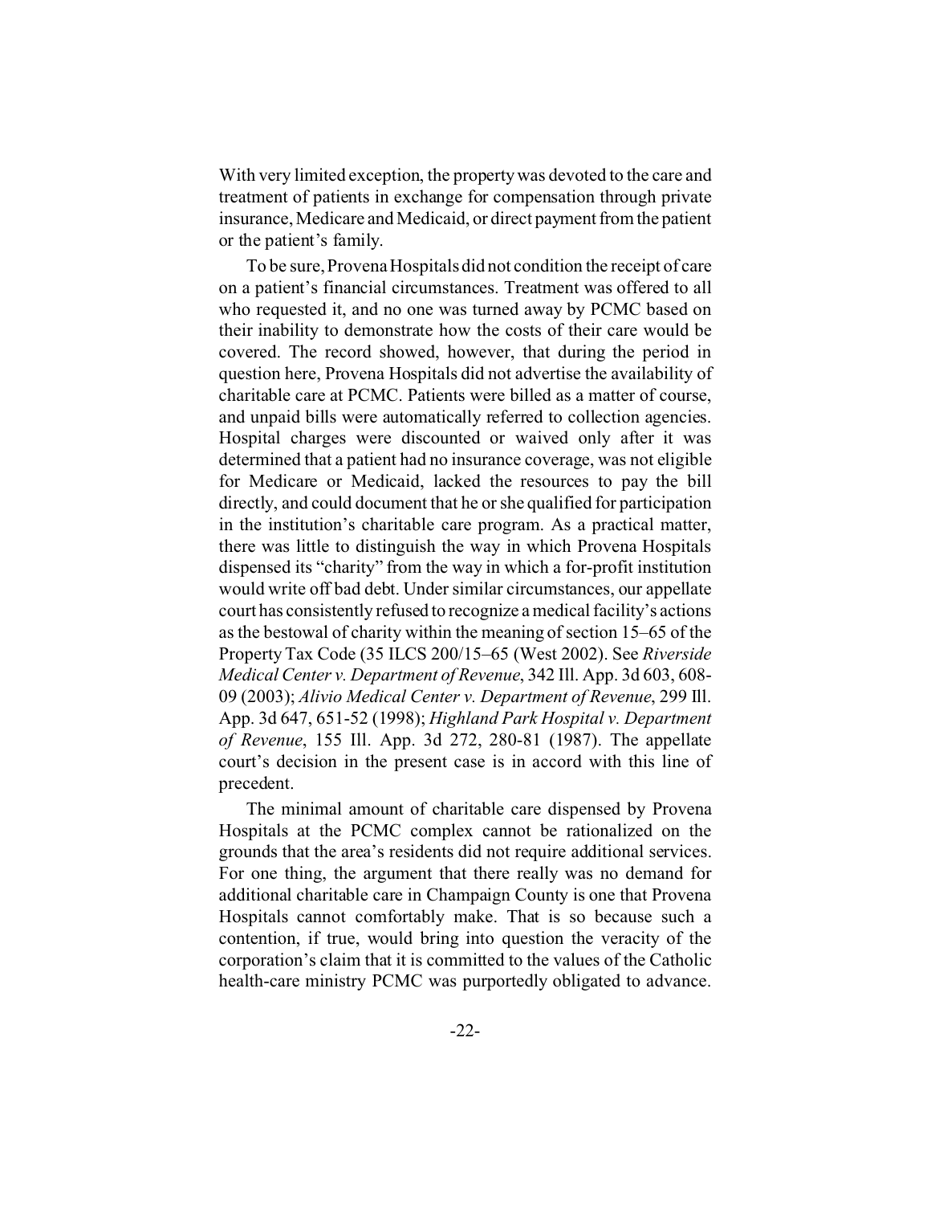With very limited exception, the property was devoted to the care and treatment of patients in exchange for compensation through private insurance, Medicare and Medicaid, or direct payment from the patient or the patient's family.

To be sure, Provena Hospitals did not condition the receipt of care on a patient's financial circumstances. Treatment was offered to all who requested it, and no one was turned away by PCMC based on their inability to demonstrate how the costs of their care would be covered. The record showed, however, that during the period in question here, Provena Hospitals did not advertise the availability of charitable care at PCMC. Patients were billed as a matter of course, and unpaid bills were automatically referred to collection agencies. Hospital charges were discounted or waived only after it was determined that a patient had no insurance coverage, was not eligible for Medicare or Medicaid, lacked the resources to pay the bill directly, and could document that he or she qualified for participation in the institution's charitable care program. As a practical matter, there was little to distinguish the way in which Provena Hospitals dispensed its "charity" from the way in which a for-profit institution would write off bad debt. Under similar circumstances, our appellate court has consistently refused to recognize a medical facility's actions as the bestowal of charity within the meaning of section 15–65 of the Property Tax Code (35 ILCS 200/15–65 (West 2002). See *Riverside Medical Center v. Department of Revenue*, 342 Ill. App. 3d 603, 608-09 (2003); *Alivio Medical Center v. Department of Revenue*, 299 Ill. App. 3d 647, 651-52 (1998); *Highland Park Hospital v. Department of Revenue*, 155 Ill. App. 3d 272, 280-81 (1987). The appellate court's decision in the present case is in accord with this line of precedent.

The minimal amount of charitable care dispensed by Provena Hospitals at the PCMC complex cannot be rationalized on the grounds that the area's residents did not require additional services. For one thing, the argument that there really was no demand for additional charitable care in Champaign County is one that Provena Hospitals cannot comfortably make. That is so because such a contention, if true, would bring into question the veracity of the corporation's claim that it is committed to the values of the Catholic health-care ministry PCMC was purportedly obligated to advance.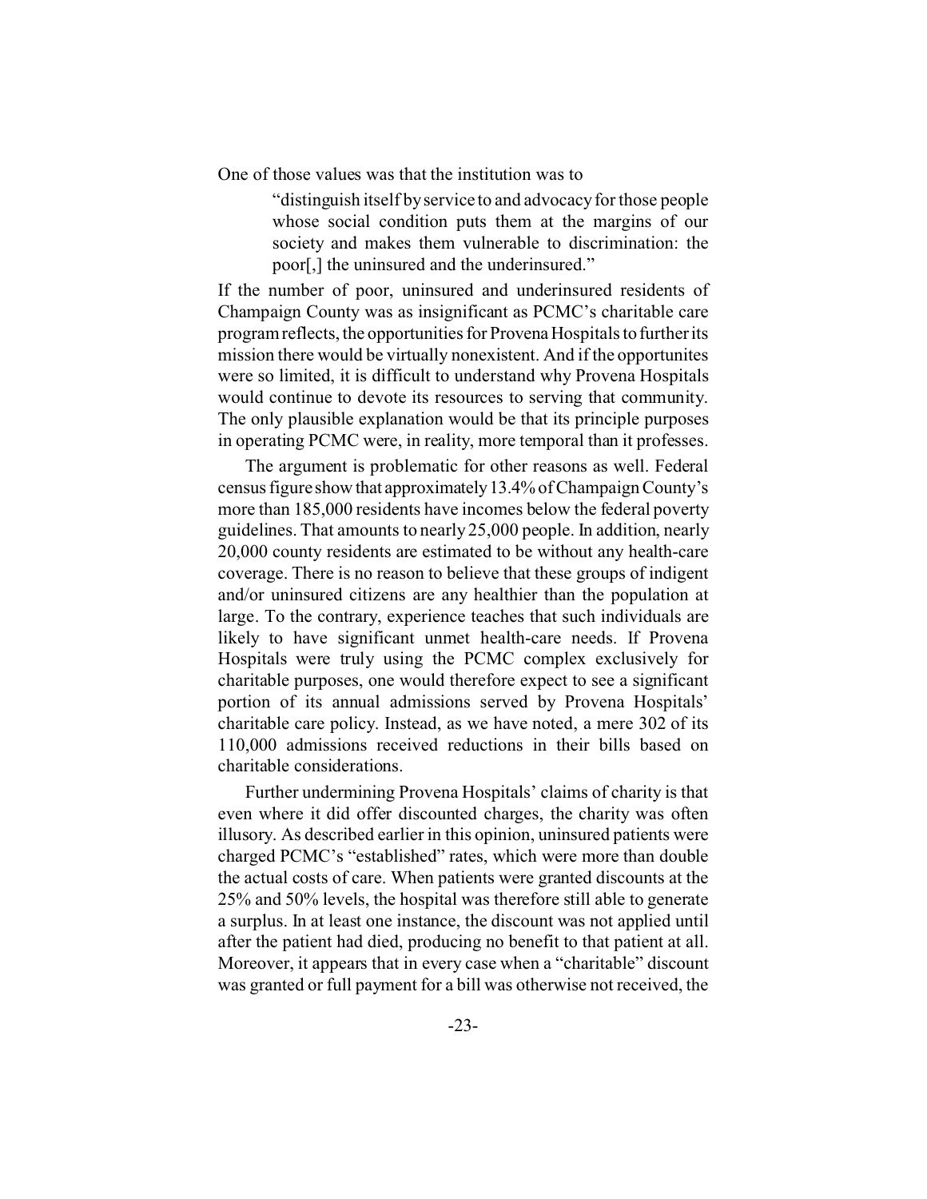One of those values was that the institution was to

> "distinguish itself by service to and advocacy for those people whose social condition puts them at the margins of our society and makes them vulnerable to discrimination: the poor[,] the uninsured and the underinsured."

If the number of poor, uninsured and underinsured residents of Champaign County was as insignificant as PCMC's charitable care program reflects, the opportunities for Provena Hospitals to further its mission there would be virtually nonexistent. And if the opportunites were so limited, it is difficult to understand why Provena Hospitals would continue to devote its resources to serving that community. The only plausible explanation would be that its principle purposes in operating PCMC were, in reality, more temporal than it professes.

The argument is problematic for other reasons as well. Federal census figure show that approximately 13.4% of Champaign County's more than 185,000 residents have incomes below the federal poverty guidelines. That amounts to nearly 25,000 people. In addition, nearly 20,000 county residents are estimated to be without any health-care coverage. There is no reason to believe that these groups of indigent and/or uninsured citizens are any healthier than the population at large. To the contrary, experience teaches that such individuals are likely to have significant unmet health-care needs. If Provena Hospitals were truly using the PCMC complex exclusively for charitable purposes, one would therefore expect to see a significant portion of its annual admissions served by Provena Hospitals' charitable care policy. Instead, as we have noted, a mere 302 of its 110,000 admissions received reductions in their bills based on charitable considerations.

Further undermining Provena Hospitals' claims of charity is that even where it did offer discounted charges, the charity was often illusory. As described earlier in this opinion, uninsured patients were charged PCMC's "established" rates, which were more than double the actual costs of care. When patients were granted discounts at the 25% and 50% levels, the hospital was therefore still able to generate a surplus. In at least one instance, the discount was not applied until after the patient had died, producing no benefit to that patient at all. Moreover, it appears that in every case when a "charitable" discount was granted or full payment for a bill was otherwise not received, the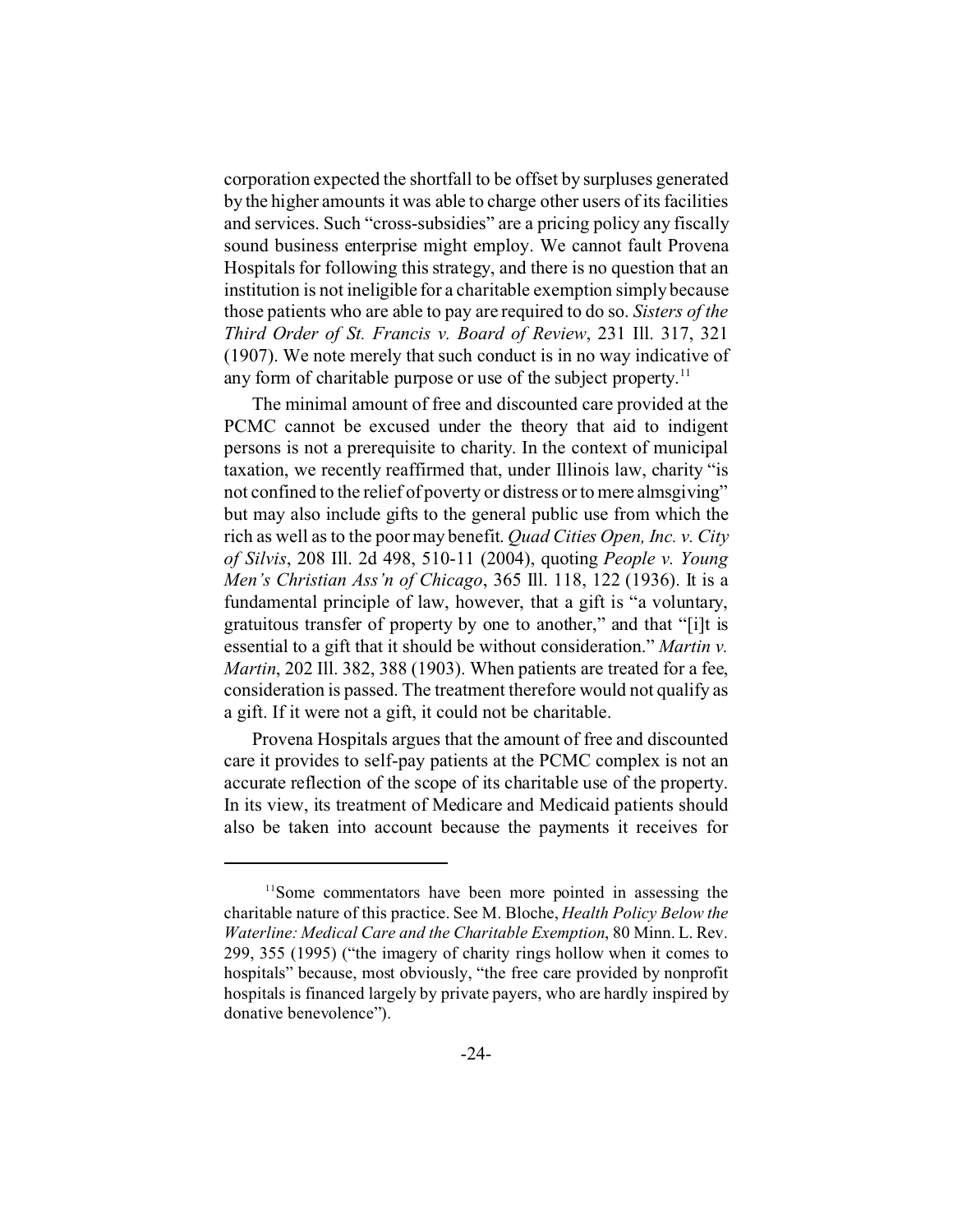corporation expected the shortfall to be offset by surpluses generated by the higher amounts it was able to charge other users of its facilities and services. Such "cross-subsidies" are a pricing policy any fiscally sound business enterprise might employ. We cannot fault Provena Hospitals for following this strategy, and there is no question that an institution is not ineligible for a charitable exemption simply because those patients who are able to pay are required to do so. *Sisters of the Third Order of St. Francis v. Board of Review*, 231 Ill. 317, 321 (1907). We note merely that such conduct is in no way indicative of any form of charitable purpose or use of the subject property.[11]

The minimal amount of free and discounted care provided at the PCMC cannot be excused under the theory that aid to indigent persons is not a prerequisite to charity. In the context of municipal taxation, we recently reaffirmed that, under Illinois law, charity "is not confined to the relief of poverty or distress or to mere almsgiving" but may also include gifts to the general public use from which the rich as well as to the poor may benefit. *Quad Cities Open, Inc. v. City of Silvis*, 208 Ill. 2d 498, 510-11 (2004), quoting *People v. Young Men's Christian Ass'n of Chicago*, 365 Ill. 118, 122 (1936). It is a fundamental principle of law, however, that a gift is "a voluntary, gratuitous transfer of property by one to another," and that "[i]t is essential to a gift that it should be without consideration." *Martin v. Martin*, 202 Ill. 382, 388 (1903). When patients are treated for a fee, consideration is passed. The treatment therefore would not qualify as a gift. If it were not a gift, it could not be charitable.

Provena Hospitals argues that the amount of free and discounted care it provides to self-pay patients at the PCMC complex is not an accurate reflection of the scope of its charitable use of the property. In its view, its treatment of Medicare and Medicaid patients should also be taken into account because the payments it receives for

---

[11] Some commentators have been more pointed in assessing the charitable nature of this practice. See M. Bloche, *Health Policy Below the Waterline: Medical Care and the Charitable Exemption*, 80 Minn. L. Rev. 299, 355 (1995) ("the imagery of charity rings hollow when it comes to hospitals" because, most obviously, "the free care provided by nonprofit hospitals is financed largely by private payers, who are hardly inspired by donative benevolence").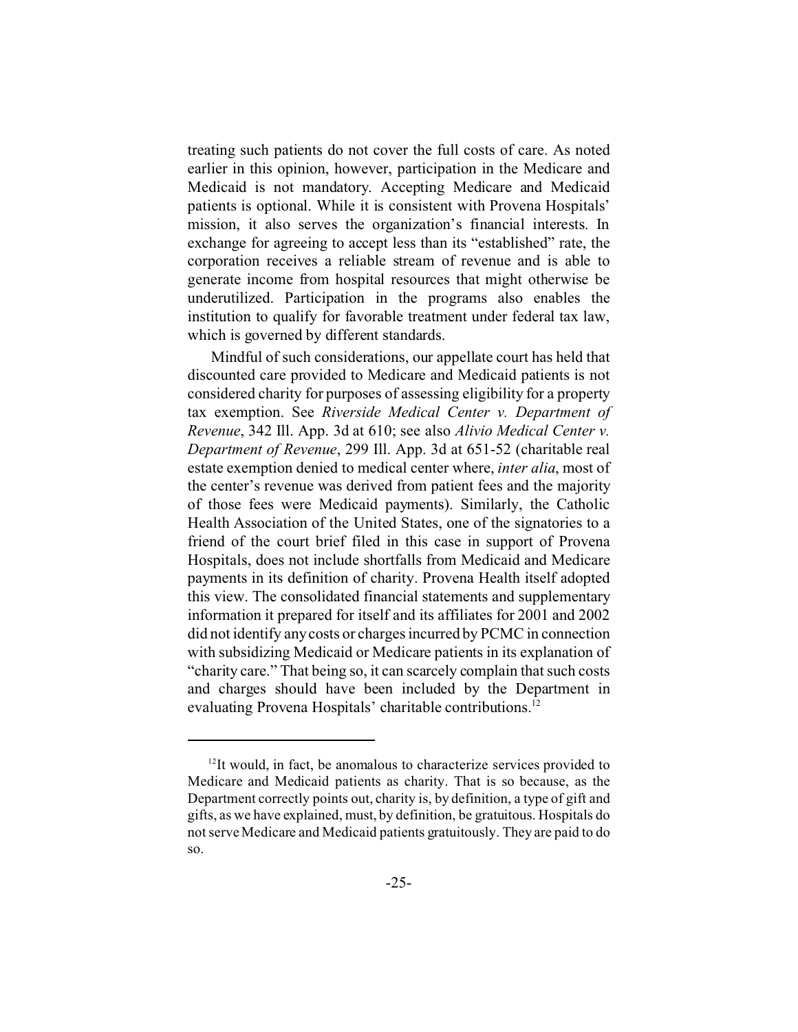treating such patients do not cover the full costs of care. As noted earlier in this opinion, however, participation in the Medicare and Medicaid is not mandatory. Accepting Medicare and Medicaid patients is optional. While it is consistent with Provena Hospitals' mission, it also serves the organization's financial interests. In exchange for agreeing to accept less than its "established" rate, the corporation receives a reliable stream of revenue and is able to generate income from hospital resources that might otherwise be underutilized. Participation in the programs also enables the institution to qualify for favorable treatment under federal tax law, which is governed by different standards.

Mindful of such considerations, our appellate court has held that discounted care provided to Medicare and Medicaid patients is not considered charity for purposes of assessing eligibility for a property tax exemption. See *Riverside Medical Center v. Department of Revenue*, 342 Ill. App. 3d at 610; see also *Alivio Medical Center v. Department of Revenue*, 299 Ill. App. 3d at 651-52 (charitable real estate exemption denied to medical center where, *inter alia*, most of the center's revenue was derived from patient fees and the majority of those fees were Medicaid payments). Similarly, the Catholic Health Association of the United States, one of the signatories to a friend of the court brief filed in this case in support of Provena Hospitals, does not include shortfalls from Medicaid and Medicare payments in its definition of charity. Provena Health itself adopted this view. The consolidated financial statements and supplementary information it prepared for itself and its affiliates for 2001 and 2002 did not identify any costs or charges incurred by PCMC in connection with subsidizing Medicaid or Medicare patients in its explanation of "charity care." That being so, it can scarcely complain that such costs and charges should have been included by the Department in evaluating Provena Hospitals' charitable contributions.[12]

---

[12] It would, in fact, be anomalous to characterize services provided to Medicare and Medicaid patients as charity. That is so because, as the Department correctly points out, charity is, by definition, a type of gift and gifts, as we have explained, must, by definition, be gratuitous. Hospitals do not serve Medicare and Medicaid patients gratuitously. They are paid to do so.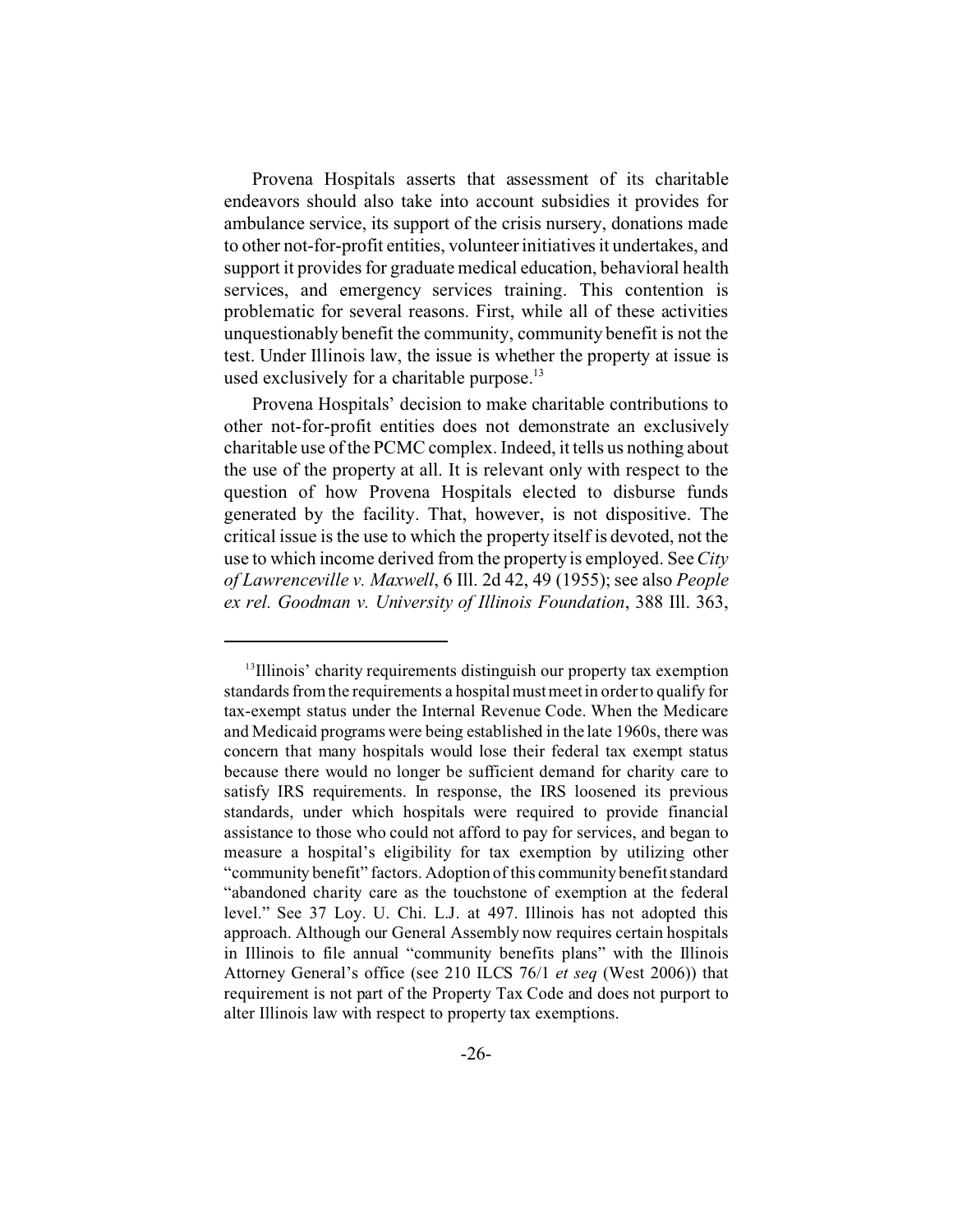Provena Hospitals asserts that assessment of its charitable endeavors should also take into account subsidies it provides for ambulance service, its support of the crisis nursery, donations made to other not-for-profit entities, volunteer initiatives it undertakes, and support it provides for graduate medical education, behavioral health services, and emergency services training. This contention is problematic for several reasons. First, while all of these activities unquestionably benefit the community, community benefit is not the test. Under Illinois law, the issue is whether the property at issue is used exclusively for a charitable purpose.[13]

Provena Hospitals' decision to make charitable contributions to other not-for-profit entities does not demonstrate an exclusively charitable use of the PCMC complex. Indeed, it tells us nothing about the use of the property at all. It is relevant only with respect to the question of how Provena Hospitals elected to disburse funds generated by the facility. That, however, is not dispositive. The critical issue is the use to which the property itself is devoted, not the use to which income derived from the property is employed. See *City of Lawrenceville v. Maxwell*, 6 Ill. 2d 42, 49 (1955); see also *People ex rel. Goodman v. University of Illinois Foundation*, 388 Ill. 363,

---

[13]Illinois' charity requirements distinguish our property tax exemption standards from the requirements a hospital must meet in order to qualify for tax-exempt status under the Internal Revenue Code. When the Medicare and Medicaid programs were being established in the late 1960s, there was concern that many hospitals would lose their federal tax exempt status because there would no longer be sufficient demand for charity care to satisfy IRS requirements. In response, the IRS loosened its previous standards, under which hospitals were required to provide financial assistance to those who could not afford to pay for services, and began to measure a hospital's eligibility for tax exemption by utilizing other "community benefit" factors. Adoption of this community benefit standard "abandoned charity care as the touchstone of exemption at the federal level." See 37 Loy. U. Chi. L.J. at 497. Illinois has not adopted this approach. Although our General Assembly now requires certain hospitals in Illinois to file annual "community benefits plans" with the Illinois Attorney General's office (see 210 ILCS 76/1 *et seq* (West 2006)) that requirement is not part of the Property Tax Code and does not purport to alter Illinois law with respect to property tax exemptions.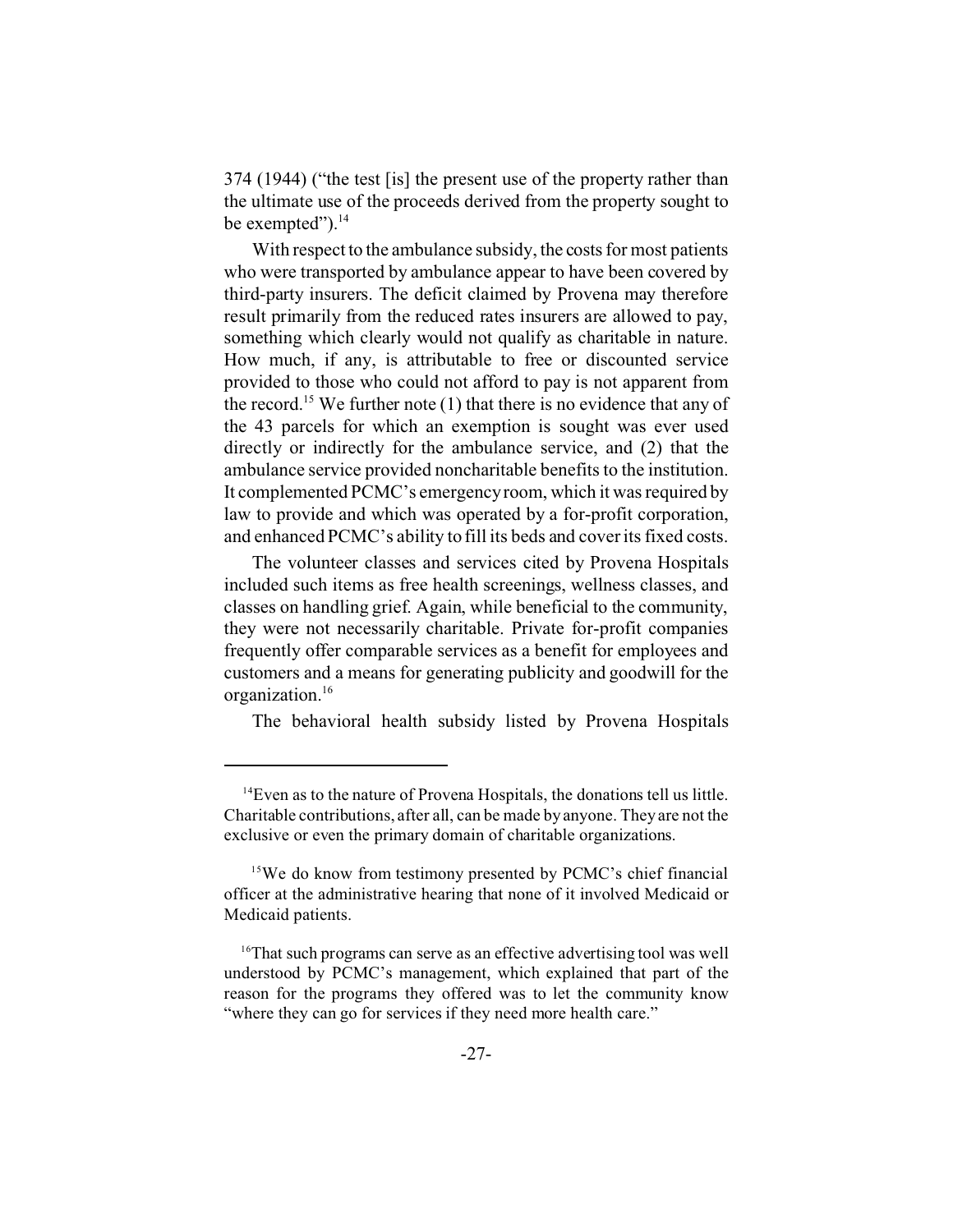374 (1944) ("the test [is] the present use of the property rather than the ultimate use of the proceeds derived from the property sought to be exempted").[14]

With respect to the ambulance subsidy, the costs for most patients who were transported by ambulance appear to have been covered by third-party insurers. The deficit claimed by Provena may therefore result primarily from the reduced rates insurers are allowed to pay, something which clearly would not qualify as charitable in nature. How much, if any, is attributable to free or discounted service provided to those who could not afford to pay is not apparent from the record.[15] We further note (1) that there is no evidence that any of the 43 parcels for which an exemption is sought was ever used directly or indirectly for the ambulance service, and (2) that the ambulance service provided noncharitable benefits to the institution. It complemented PCMC's emergency room, which it was required by law to provide and which was operated by a for-profit corporation, and enhanced PCMC's ability to fill its beds and cover its fixed costs.

The volunteer classes and services cited by Provena Hospitals included such items as free health screenings, wellness classes, and classes on handling grief. Again, while beneficial to the community, they were not necessarily charitable. Private for-profit companies frequently offer comparable services as a benefit for employees and customers and a means for generating publicity and goodwill for the organization.[16]

The behavioral health subsidy listed by Provena Hospitals

---

[14] Even as to the nature of Provena Hospitals, the donations tell us little. Charitable contributions, after all, can be made by anyone. They are not the exclusive or even the primary domain of charitable organizations.

[15] We do know from testimony presented by PCMC's chief financial officer at the administrative hearing that none of it involved Medicaid or Medicaid patients.

[16] That such programs can serve as an effective advertising tool was well understood by PCMC's management, which explained that part of the reason for the programs they offered was to let the community know "where they can go for services if they need more health care."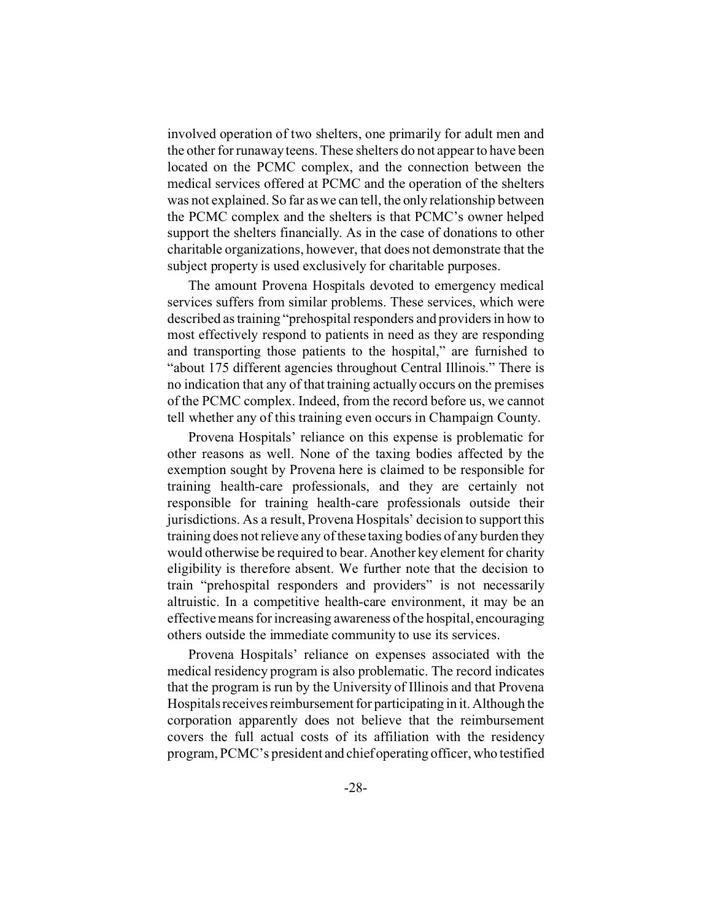involved operation of two shelters, one primarily for adult men and the other for runaway teens. These shelters do not appear to have been located on the PCMC complex, and the connection between the medical services offered at PCMC and the operation of the shelters was not explained. So far as we can tell, the only relationship between the PCMC complex and the shelters is that PCMC's owner helped support the shelters financially. As in the case of donations to other charitable organizations, however, that does not demonstrate that the subject property is used exclusively for charitable purposes.

The amount Provena Hospitals devoted to emergency medical services suffers from similar problems. These services, which were described as training "prehospital responders and providers in how to most effectively respond to patients in need as they are responding and transporting those patients to the hospital," are furnished to "about 175 different agencies throughout Central Illinois." There is no indication that any of that training actually occurs on the premises of the PCMC complex. Indeed, from the record before us, we cannot tell whether any of this training even occurs in Champaign County.

Provena Hospitals' reliance on this expense is problematic for other reasons as well. None of the taxing bodies affected by the exemption sought by Provena here is claimed to be responsible for training health-care professionals, and they are certainly not responsible for training health-care professionals outside their jurisdictions. As a result, Provena Hospitals' decision to support this training does not relieve any of these taxing bodies of any burden they would otherwise be required to bear. Another key element for charity eligibility is therefore absent. We further note that the decision to train "prehospital responders and providers" is not necessarily altruistic. In a competitive health-care environment, it may be an effective means for increasing awareness of the hospital, encouraging others outside the immediate community to use its services.

Provena Hospitals' reliance on expenses associated with the medical residency program is also problematic. The record indicates that the program is run by the University of Illinois and that Provena Hospitals receives reimbursement for participating in it. Although the corporation apparently does not believe that the reimbursement covers the full actual costs of its affiliation with the residency program, PCMC's president and chief operating officer, who testified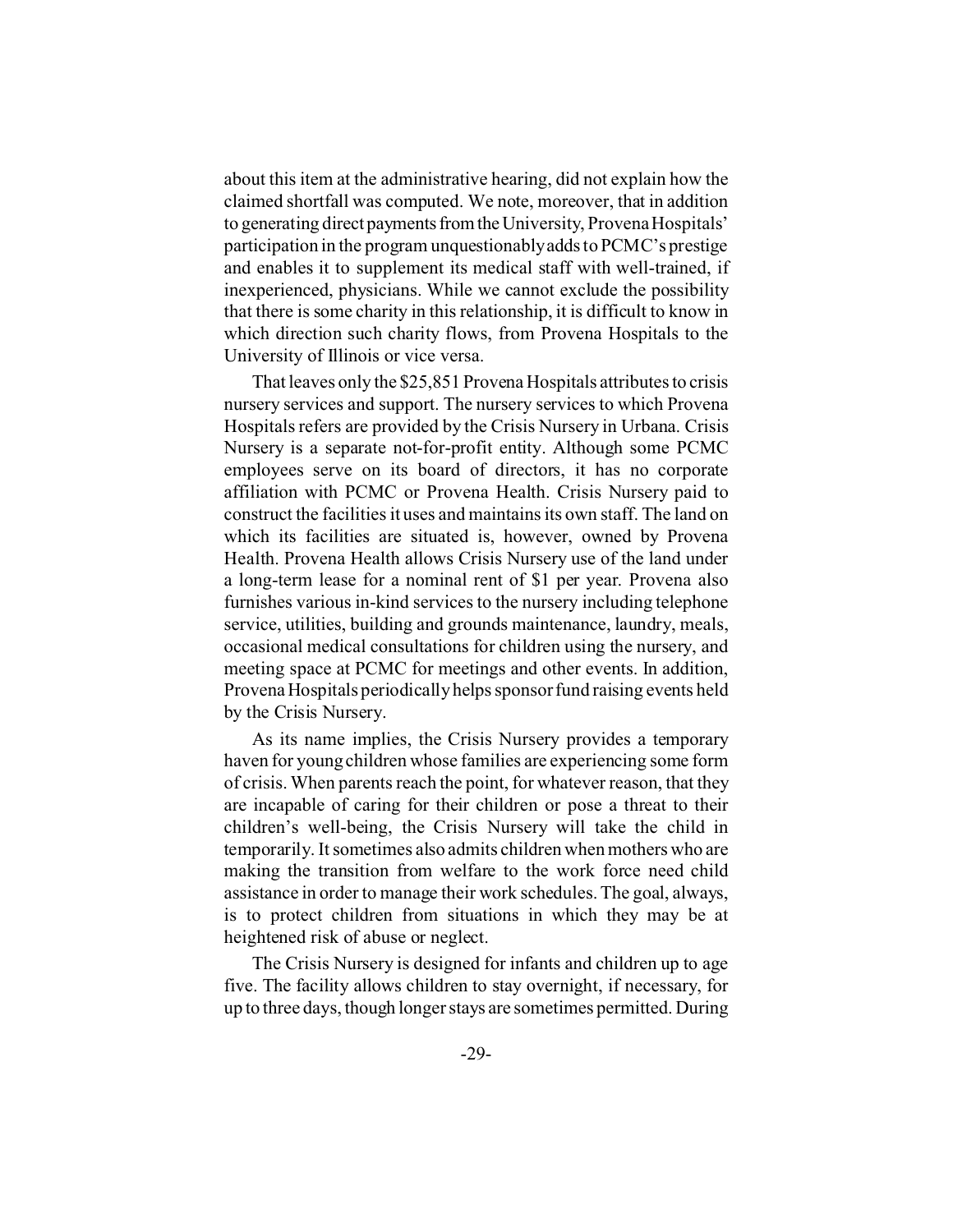about this item at the administrative hearing, did not explain how the claimed shortfall was computed. We note, moreover, that in addition to generating direct payments from the University, Provena Hospitals' participation in the program unquestionably adds to PCMC's prestige and enables it to supplement its medical staff with well-trained, if inexperienced, physicians. While we cannot exclude the possibility that there is some charity in this relationship, it is difficult to know in which direction such charity flows, from Provena Hospitals to the University of Illinois or vice versa.

That leaves only the $25,851 Provena Hospitals attributes to crisis nursery services and support. The nursery services to which Provena Hospitals refers are provided by the Crisis Nursery in Urbana. Crisis Nursery is a separate not-for-profit entity. Although some PCMC employees serve on its board of directors, it has no corporate affiliation with PCMC or Provena Health. Crisis Nursery paid to construct the facilities it uses and maintains its own staff. The land on which its facilities are situated is, however, owned by Provena Health. Provena Health allows Crisis Nursery use of the land under a long-term lease for a nominal rent of $1 per year. Provena also furnishes various in-kind services to the nursery including telephone service, utilities, building and grounds maintenance, laundry, meals, occasional medical consultations for children using the nursery, and meeting space at PCMC for meetings and other events. In addition, Provena Hospitals periodically helps sponsor fund raising events held by the Crisis Nursery.

As its name implies, the Crisis Nursery provides a temporary haven for young children whose families are experiencing some form of crisis. When parents reach the point, for whatever reason, that they are incapable of caring for their children or pose a threat to their children's well-being, the Crisis Nursery will take the child in temporarily. It sometimes also admits children when mothers who are making the transition from welfare to the work force need child assistance in order to manage their work schedules. The goal, always, is to protect children from situations in which they may be at heightened risk of abuse or neglect.

The Crisis Nursery is designed for infants and children up to age five. The facility allows children to stay overnight, if necessary, for up to three days, though longer stays are sometimes permitted. During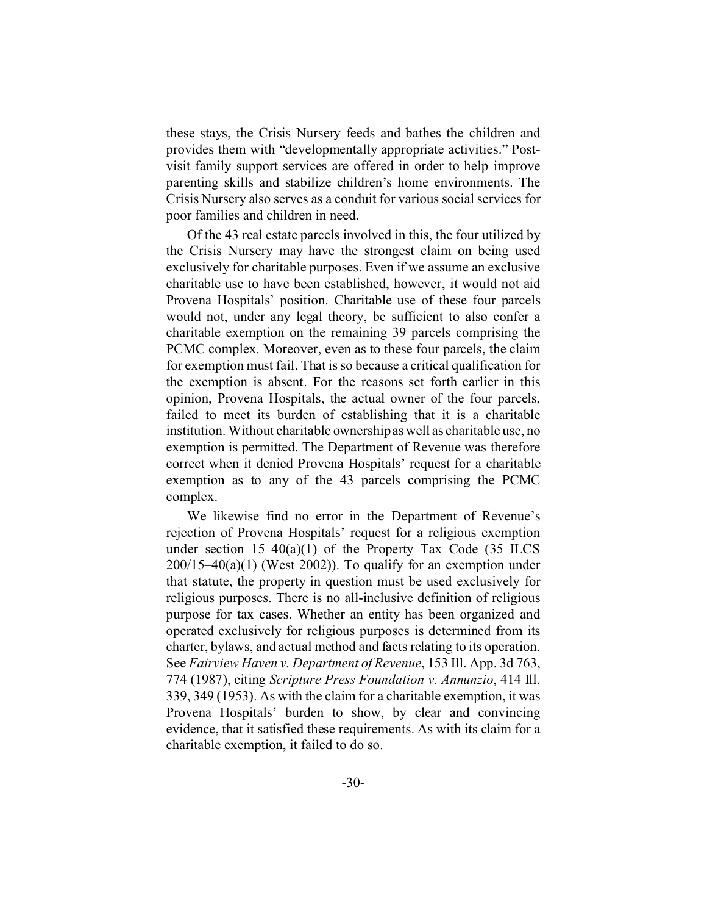these stays, the Crisis Nursery feeds and bathes the children and provides them with "developmentally appropriate activities." Post-visit family support services are offered in order to help improve parenting skills and stabilize children's home environments. The Crisis Nursery also serves as a conduit for various social services for poor families and children in need.

Of the 43 real estate parcels involved in this, the four utilized by the Crisis Nursery may have the strongest claim on being used exclusively for charitable purposes. Even if we assume an exclusive charitable use to have been established, however, it would not aid Provena Hospitals' position. Charitable use of these four parcels would not, under any legal theory, be sufficient to also confer a charitable exemption on the remaining 39 parcels comprising the PCMC complex. Moreover, even as to these four parcels, the claim for exemption must fail. That is so because a critical qualification for the exemption is absent. For the reasons set forth earlier in this opinion, Provena Hospitals, the actual owner of the four parcels, failed to meet its burden of establishing that it is a charitable institution. Without charitable ownership as well as charitable use, no exemption is permitted. The Department of Revenue was therefore correct when it denied Provena Hospitals' request for a charitable exemption as to any of the 43 parcels comprising the PCMC complex.

We likewise find no error in the Department of Revenue's rejection of Provena Hospitals' request for a religious exemption under section 15–40(a)(1) of the Property Tax Code (35 ILCS 200/15–40(a)(1) (West 2002)). To qualify for an exemption under that statute, the property in question must be used exclusively for religious purposes. There is no all-inclusive definition of religious purpose for tax cases. Whether an entity has been organized and operated exclusively for religious purposes is determined from its charter, bylaws, and actual method and facts relating to its operation. See *Fairview Haven v. Department of Revenue*, 153 Ill. App. 3d 763, 774 (1987), citing *Scripture Press Foundation v. Annunzio*, 414 Ill. 339, 349 (1953). As with the claim for a charitable exemption, it was Provena Hospitals' burden to show, by clear and convincing evidence, that it satisfied these requirements. As with its claim for a charitable exemption, it failed to do so.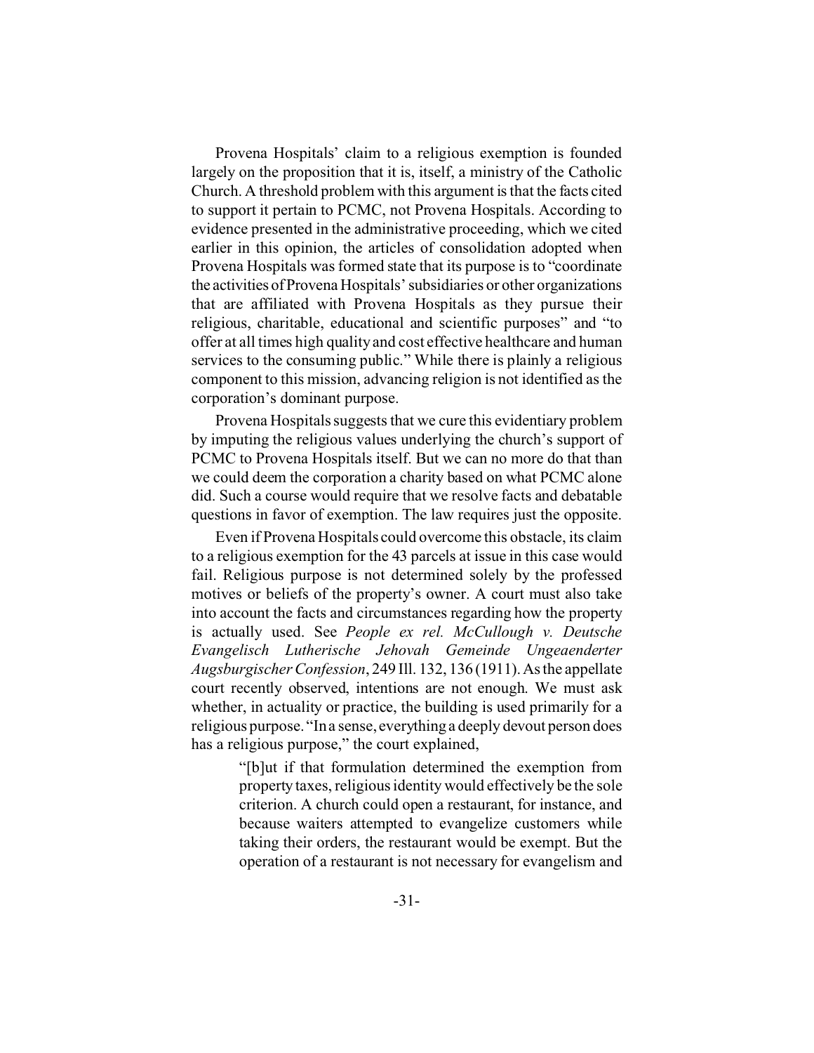Provena Hospitals' claim to a religious exemption is founded largely on the proposition that it is, itself, a ministry of the Catholic Church. A threshold problem with this argument is that the facts cited to support it pertain to PCMC, not Provena Hospitals. According to evidence presented in the administrative proceeding, which we cited earlier in this opinion, the articles of consolidation adopted when Provena Hospitals was formed state that its purpose is to "coordinate the activities of Provena Hospitals' subsidiaries or other organizations that are affiliated with Provena Hospitals as they pursue their religious, charitable, educational and scientific purposes" and "to offer at all times high quality and cost effective healthcare and human services to the consuming public." While there is plainly a religious component to this mission, advancing religion is not identified as the corporation's dominant purpose.

Provena Hospitals suggests that we cure this evidentiary problem by imputing the religious values underlying the church's support of PCMC to Provena Hospitals itself. But we can no more do that than we could deem the corporation a charity based on what PCMC alone did. Such a course would require that we resolve facts and debatable questions in favor of exemption. The law requires just the opposite.

Even if Provena Hospitals could overcome this obstacle, its claim to a religious exemption for the 43 parcels at issue in this case would fail. Religious purpose is not determined solely by the professed motives or beliefs of the property's owner. A court must also take into account the facts and circumstances regarding how the property is actually used. See *People ex rel. McCullough v. Deutsche Evangelisch Lutherische Jehovah Gemeinde Ungeaenderter Augsburgischer Confession*, 249 Ill. 132, 136 (1911). As the appellate court recently observed, intentions are not enough. We must ask whether, in actuality or practice, the building is used primarily for a religious purpose. "In a sense, everything a deeply devout person does has a religious purpose," the court explained,

> "[b]ut if that formulation determined the exemption from property taxes, religious identity would effectively be the sole criterion. A church could open a restaurant, for instance, and because waiters attempted to evangelize customers while taking their orders, the restaurant would be exempt. But the operation of a restaurant is not necessary for evangelism and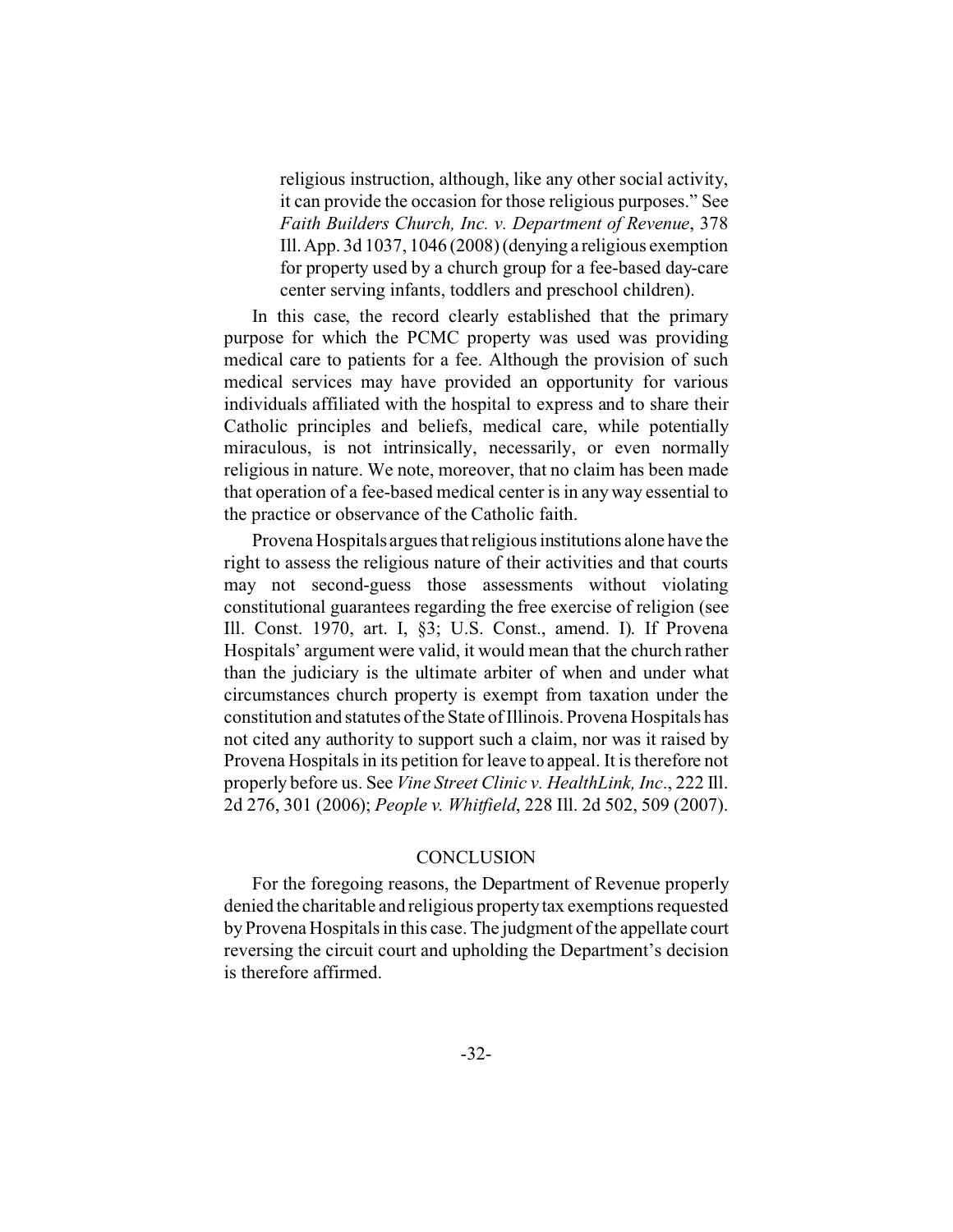> religious instruction, although, like any other social activity, it can provide the occasion for those religious purposes." See *Faith Builders Church, Inc. v. Department of Revenue*, 378 Ill. App. 3d 1037, 1046 (2008) (denying a religious exemption for property used by a church group for a fee-based day-care center serving infants, toddlers and preschool children).

In this case, the record clearly established that the primary purpose for which the PCMC property was used was providing medical care to patients for a fee. Although the provision of such medical services may have provided an opportunity for various individuals affiliated with the hospital to express and to share their Catholic principles and beliefs, medical care, while potentially miraculous, is not intrinsically, necessarily, or even normally religious in nature. We note, moreover, that no claim has been made that operation of a fee-based medical center is in any way essential to the practice or observance of the Catholic faith.

Provena Hospitals argues that religious institutions alone have the right to assess the religious nature of their activities and that courts may not second-guess those assessments without violating constitutional guarantees regarding the free exercise of religion (see Ill. Const. 1970, art. I, §3; U.S. Const., amend. I). If Provena Hospitals' argument were valid, it would mean that the church rather than the judiciary is the ultimate arbiter of when and under what circumstances church property is exempt from taxation under the constitution and statutes of the State of Illinois. Provena Hospitals has not cited any authority to support such a claim, nor was it raised by Provena Hospitals in its petition for leave to appeal. It is therefore not properly before us. See *Vine Street Clinic v. HealthLink, Inc*., 222 Ill. 2d 276, 301 (2006); *People v. Whitfield*, 228 Ill. 2d 502, 509 (2007).

## CONCLUSION

For the foregoing reasons, the Department of Revenue properly denied the charitable and religious property tax exemptions requested by Provena Hospitals in this case. The judgment of the appellate court reversing the circuit court and upholding the Department's decision is therefore affirmed.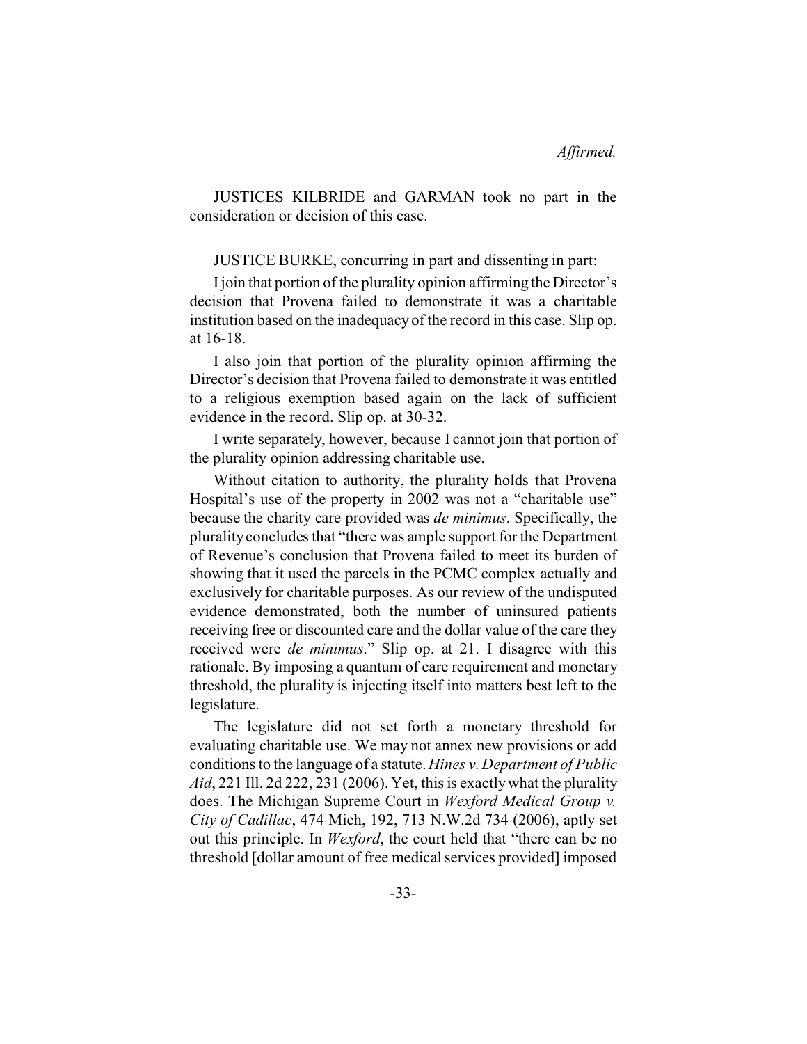*Affirmed.*

JUSTICES KILBRIDE and GARMAN took no part in the consideration or decision of this case.

JUSTICE BURKE, concurring in part and dissenting in part:

I join that portion of the plurality opinion affirming the Director's decision that Provena failed to demonstrate it was a charitable institution based on the inadequacy of the record in this case. Slip op. at 16-18.

I also join that portion of the plurality opinion affirming the Director's decision that Provena failed to demonstrate it was entitled to a religious exemption based again on the lack of sufficient evidence in the record. Slip op. at 30-32.

I write separately, however, because I cannot join that portion of the plurality opinion addressing charitable use.

Without citation to authority, the plurality holds that Provena Hospital's use of the property in 2002 was not a "charitable use" because the charity care provided was *de minimus*. Specifically, the plurality concludes that "there was ample support for the Department of Revenue's conclusion that Provena failed to meet its burden of showing that it used the parcels in the PCMC complex actually and exclusively for charitable purposes. As our review of the undisputed evidence demonstrated, both the number of uninsured patients receiving free or discounted care and the dollar value of the care they received were *de minimus*." Slip op. at 21. I disagree with this rationale. By imposing a quantum of care requirement and monetary threshold, the plurality is injecting itself into matters best left to the legislature.

The legislature did not set forth a monetary threshold for evaluating charitable use. We may not annex new provisions or add conditions to the language of a statute. *Hines v. Department of Public Aid*, 221 Ill. 2d 222, 231 (2006). Yet, this is exactly what the plurality does. The Michigan Supreme Court in *Wexford Medical Group v. City of Cadillac*, 474 Mich, 192, 713 N.W.2d 734 (2006), aptly set out this principle. In *Wexford*, the court held that "there can be no threshold [dollar amount of free medical services provided] imposed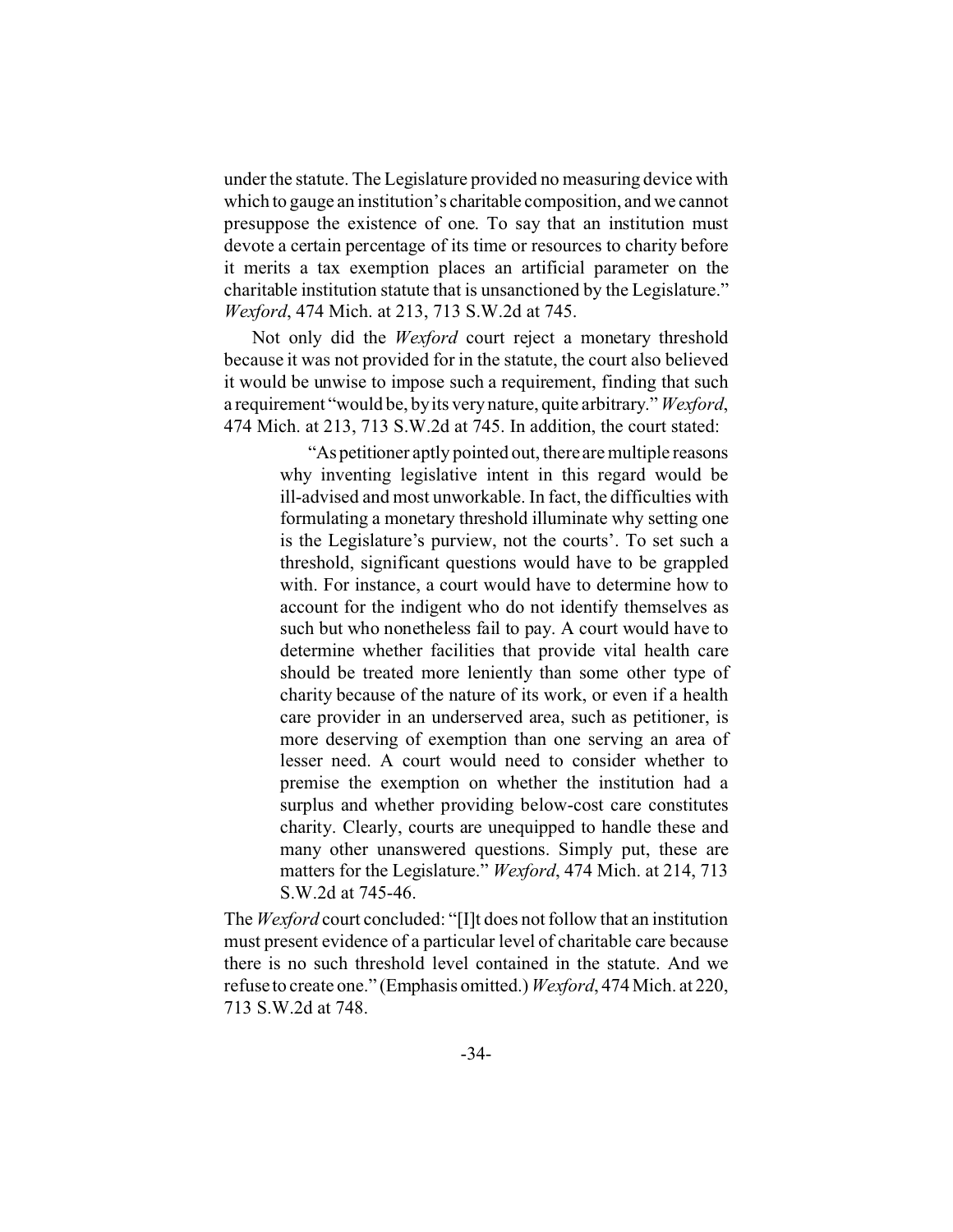under the statute. The Legislature provided no measuring device with which to gauge an institution's charitable composition, and we cannot presuppose the existence of one. To say that an institution must devote a certain percentage of its time or resources to charity before it merits a tax exemption places an artificial parameter on the charitable institution statute that is unsanctioned by the Legislature." *Wexford*, 474 Mich. at 213, 713 S.W.2d at 745.

Not only did the *Wexford* court reject a monetary threshold because it was not provided for in the statute, the court also believed it would be unwise to impose such a requirement, finding that such a requirement "would be, by its very nature, quite arbitrary." *Wexford*, 474 Mich. at 213, 713 S.W.2d at 745. In addition, the court stated:

> "As petitioner aptly pointed out, there are multiple reasons why inventing legislative intent in this regard would be ill-advised and most unworkable. In fact, the difficulties with formulating a monetary threshold illuminate why setting one is the Legislature's purview, not the courts'. To set such a threshold, significant questions would have to be grappled with. For instance, a court would have to determine how to account for the indigent who do not identify themselves as such but who nonetheless fail to pay. A court would have to determine whether facilities that provide vital health care should be treated more leniently than some other type of charity because of the nature of its work, or even if a health care provider in an underserved area, such as petitioner, is more deserving of exemption than one serving an area of lesser need. A court would need to consider whether to premise the exemption on whether the institution had a surplus and whether providing below-cost care constitutes charity. Clearly, courts are unequipped to handle these and many other unanswered questions. Simply put, these are matters for the Legislature." *Wexford*, 474 Mich. at 214, 713 S.W.2d at 745-46.

The *Wexford* court concluded: "[I]t does not follow that an institution must present evidence of a particular level of charitable care because there is no such threshold level contained in the statute. And we refuse to create one." (Emphasis omitted.) *Wexford*, 474 Mich. at 220, 713 S.W.2d at 748.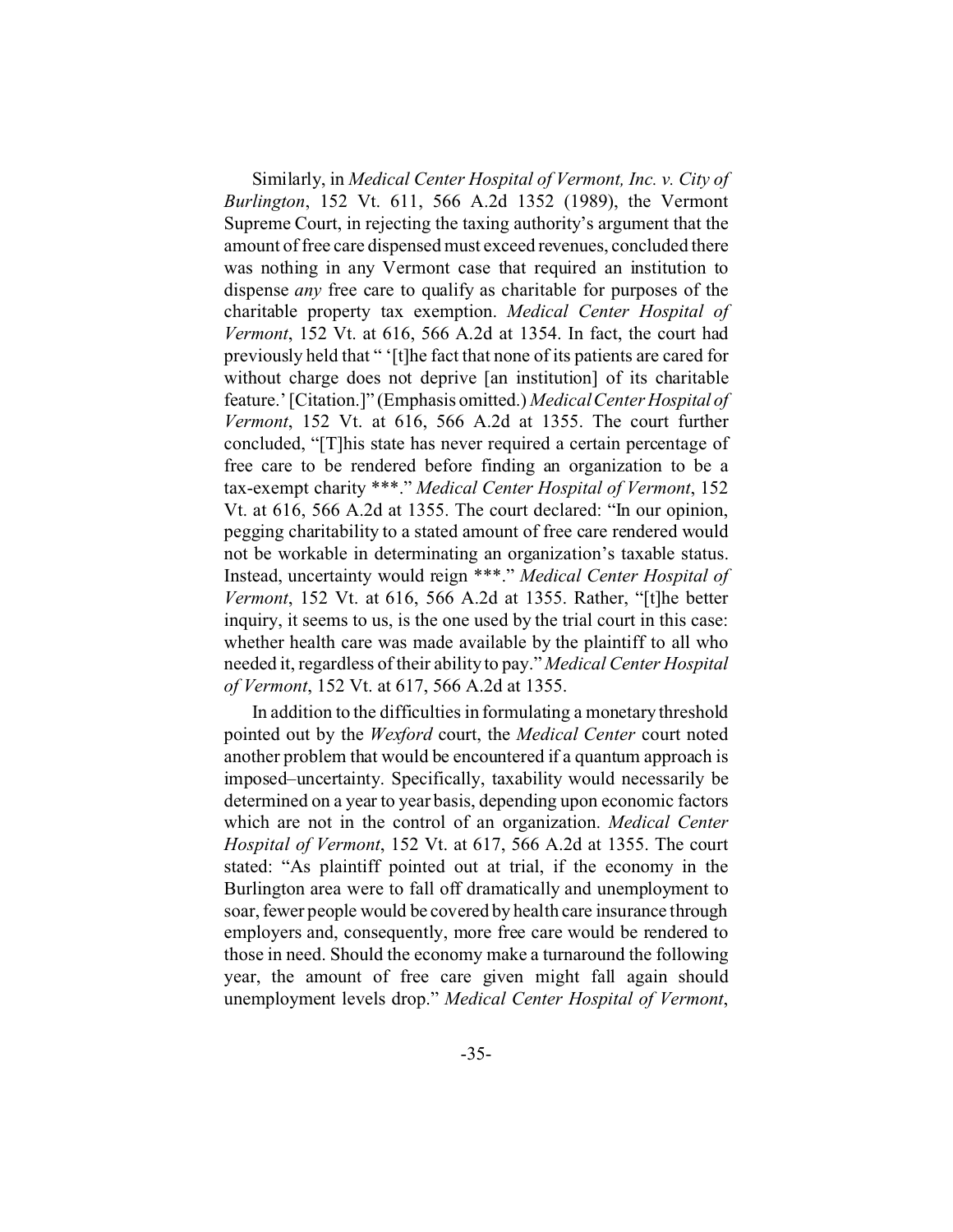Similarly, in *Medical Center Hospital of Vermont, Inc. v. City of Burlington*, 152 Vt. 611, 566 A.2d 1352 (1989), the Vermont Supreme Court, in rejecting the taxing authority's argument that the amount of free care dispensed must exceed revenues, concluded there was nothing in any Vermont case that required an institution to dispense *any* free care to qualify as charitable for purposes of the charitable property tax exemption. *Medical Center Hospital of Vermont*, 152 Vt. at 616, 566 A.2d at 1354. In fact, the court had previously held that " '[t]he fact that none of its patients are cared for without charge does not deprive [an institution] of its charitable feature.' [Citation.]" (Emphasis omitted.) *Medical Center Hospital of Vermont*, 152 Vt. at 616, 566 A.2d at 1355. The court further concluded, "[T]his state has never required a certain percentage of free care to be rendered before finding an organization to be a tax-exempt charity ***." *Medical Center Hospital of Vermont*, 152 Vt. at 616, 566 A.2d at 1355. The court declared: "In our opinion, pegging charitability to a stated amount of free care rendered would not be workable in determinating an organization's taxable status. Instead, uncertainty would reign ***." *Medical Center Hospital of Vermont*, 152 Vt. at 616, 566 A.2d at 1355. Rather, "[t]he better inquiry, it seems to us, is the one used by the trial court in this case: whether health care was made available by the plaintiff to all who needed it, regardless of their ability to pay." *Medical Center Hospital of Vermont*, 152 Vt. at 617, 566 A.2d at 1355.

In addition to the difficulties in formulating a monetary threshold pointed out by the *Wexford* court, the *Medical Center* court noted another problem that would be encountered if a quantum approach is imposed–uncertainty. Specifically, taxability would necessarily be determined on a year to year basis, depending upon economic factors which are not in the control of an organization. *Medical Center Hospital of Vermont*, 152 Vt. at 617, 566 A.2d at 1355. The court stated: "As plaintiff pointed out at trial, if the economy in the Burlington area were to fall off dramatically and unemployment to soar, fewer people would be covered by health care insurance through employers and, consequently, more free care would be rendered to those in need. Should the economy make a turnaround the following year, the amount of free care given might fall again should unemployment levels drop." *Medical Center Hospital of Vermont*,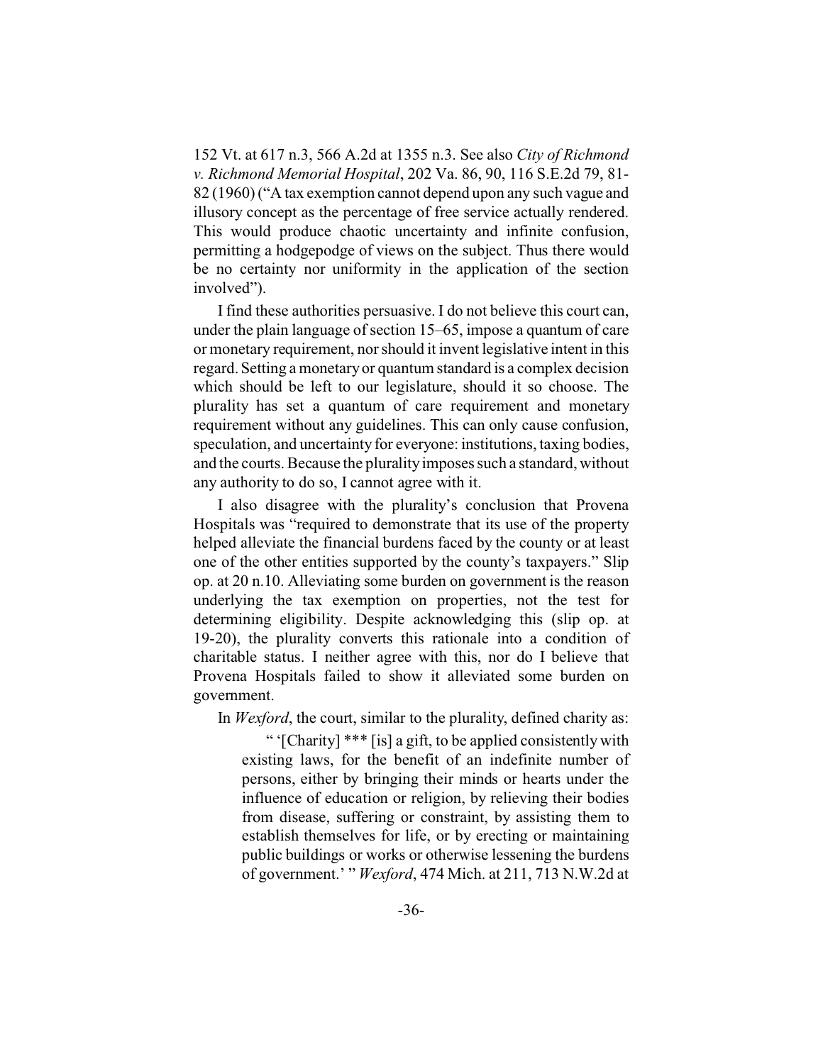152 Vt. at 617 n.3, 566 A.2d at 1355 n.3. See also *City of Richmond v. Richmond Memorial Hospital*, 202 Va. 86, 90, 116 S.E.2d 79, 81-82 (1960) ("A tax exemption cannot depend upon any such vague and illusory concept as the percentage of free service actually rendered. This would produce chaotic uncertainty and infinite confusion, permitting a hodgepodge of views on the subject. Thus there would be no certainty nor uniformity in the application of the section involved").

I find these authorities persuasive. I do not believe this court can, under the plain language of section 15–65, impose a quantum of care or monetary requirement, nor should it invent legislative intent in this regard. Setting a monetary or quantum standard is a complex decision which should be left to our legislature, should it so choose. The plurality has set a quantum of care requirement and monetary requirement without any guidelines. This can only cause confusion, speculation, and uncertainty for everyone: institutions, taxing bodies, and the courts. Because the plurality imposes such a standard, without any authority to do so, I cannot agree with it.

I also disagree with the plurality's conclusion that Provena Hospitals was "required to demonstrate that its use of the property helped alleviate the financial burdens faced by the county or at least one of the other entities supported by the county's taxpayers." Slip op. at 20 n.10. Alleviating some burden on government is the reason underlying the tax exemption on properties, not the test for determining eligibility. Despite acknowledging this (slip op. at 19-20), the plurality converts this rationale into a condition of charitable status. I neither agree with this, nor do I believe that Provena Hospitals failed to show it alleviated some burden on government.

In *Wexford*, the court, similar to the plurality, defined charity as:

> " '[Charity] *** [is] a gift, to be applied consistently with existing laws, for the benefit of an indefinite number of persons, either by bringing their minds or hearts under the influence of education or religion, by relieving their bodies from disease, suffering or constraint, by assisting them to establish themselves for life, or by erecting or maintaining public buildings or works or otherwise lessening the burdens of government.' " *Wexford*, 474 Mich. at 211, 713 N.W.2d at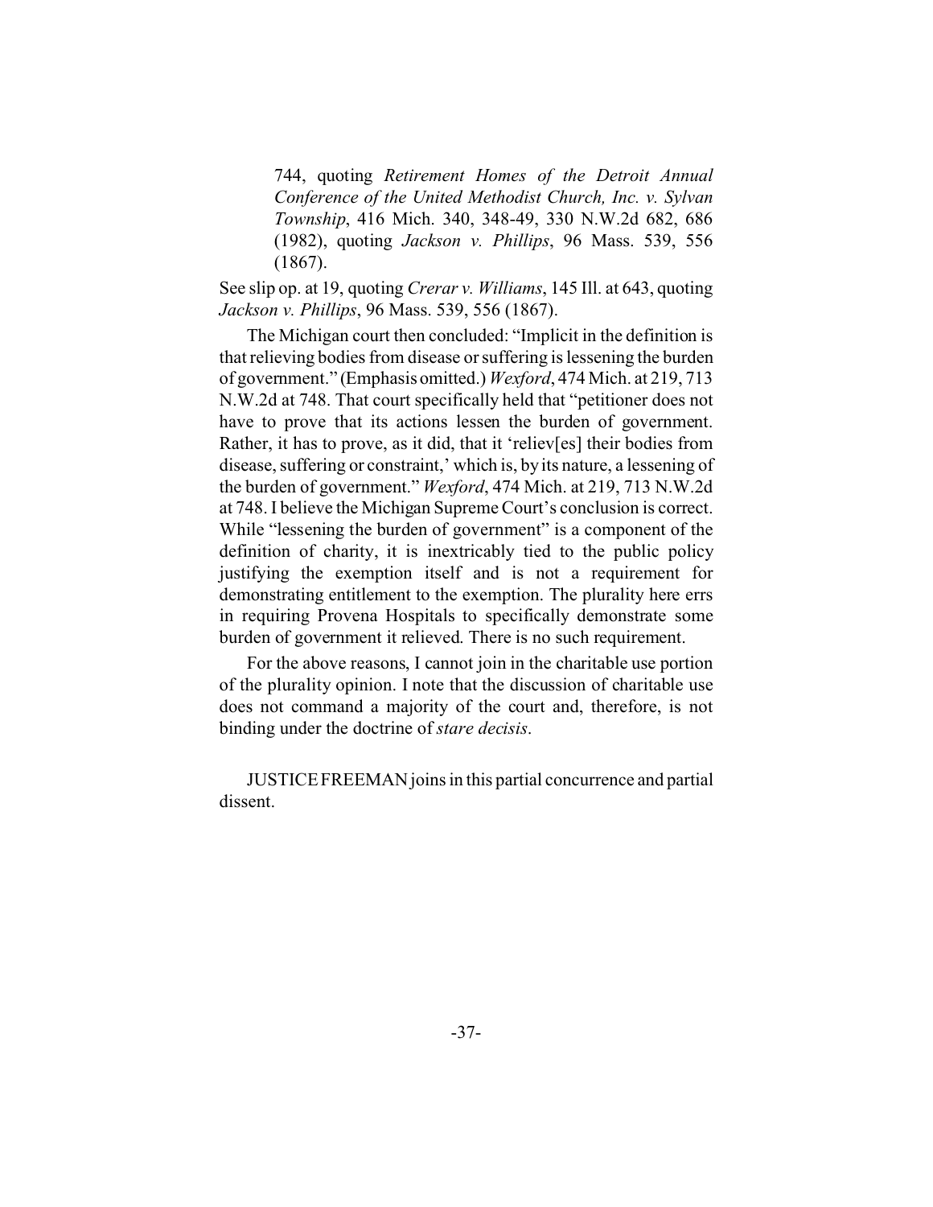> 744, quoting *Retirement Homes of the Detroit Annual Conference of the United Methodist Church, Inc. v. Sylvan Township*, 416 Mich. 340, 348-49, 330 N.W.2d 682, 686 (1982), quoting *Jackson v. Phillips*, 96 Mass. 539, 556 (1867).

See slip op. at 19, quoting *Crerar v. Williams*, 145 Ill. at 643, quoting *Jackson v. Phillips*, 96 Mass. 539, 556 (1867).

The Michigan court then concluded: "Implicit in the definition is that relieving bodies from disease or suffering is lessening the burden of government." (Emphasis omitted.) *Wexford*, 474 Mich. at 219, 713 N.W.2d at 748. That court specifically held that "petitioner does not have to prove that its actions lessen the burden of government. Rather, it has to prove, as it did, that it 'reliev[es] their bodies from disease, suffering or constraint,' which is, by its nature, a lessening of the burden of government." *Wexford*, 474 Mich. at 219, 713 N.W.2d at 748. I believe the Michigan Supreme Court's conclusion is correct. While "lessening the burden of government" is a component of the definition of charity, it is inextricably tied to the public policy justifying the exemption itself and is not a requirement for demonstrating entitlement to the exemption. The plurality here errs in requiring Provena Hospitals to specifically demonstrate some burden of government it relieved. There is no such requirement.

For the above reasons, I cannot join in the charitable use portion of the plurality opinion. I note that the discussion of charitable use does not command a majority of the court and, therefore, is not binding under the doctrine of *stare decisis*.

JUSTICE FREEMAN joins in this partial concurrence and partial dissent.